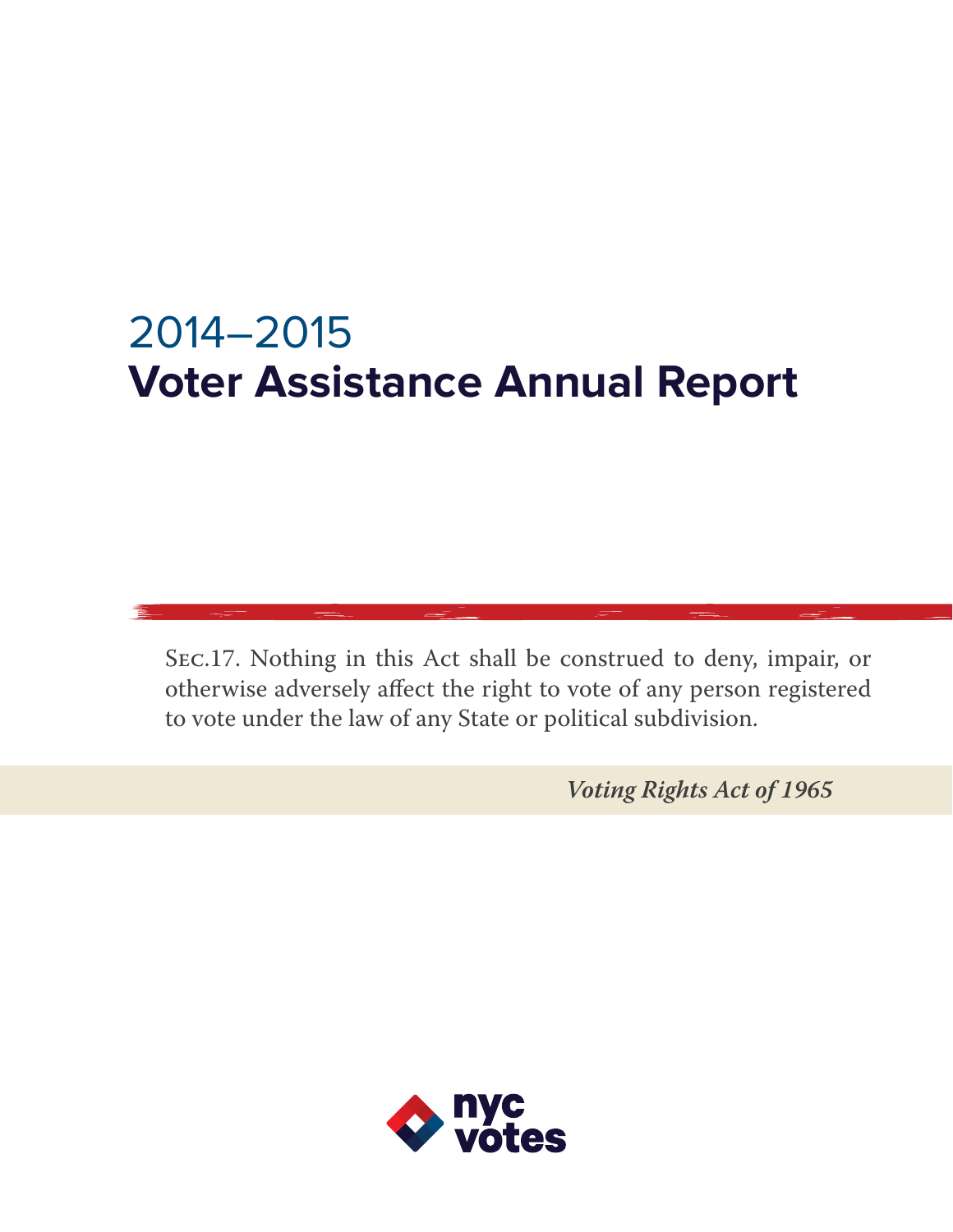# 2014–2015
# Voter Assistance Annual Report

Sec.17. Nothing in this Act shall be construed to deny, impair, or otherwise adversely affect the right to vote of any person registered to vote under the law of any State or political subdivision.

*Voting Rights Act of 1965*

nyc votes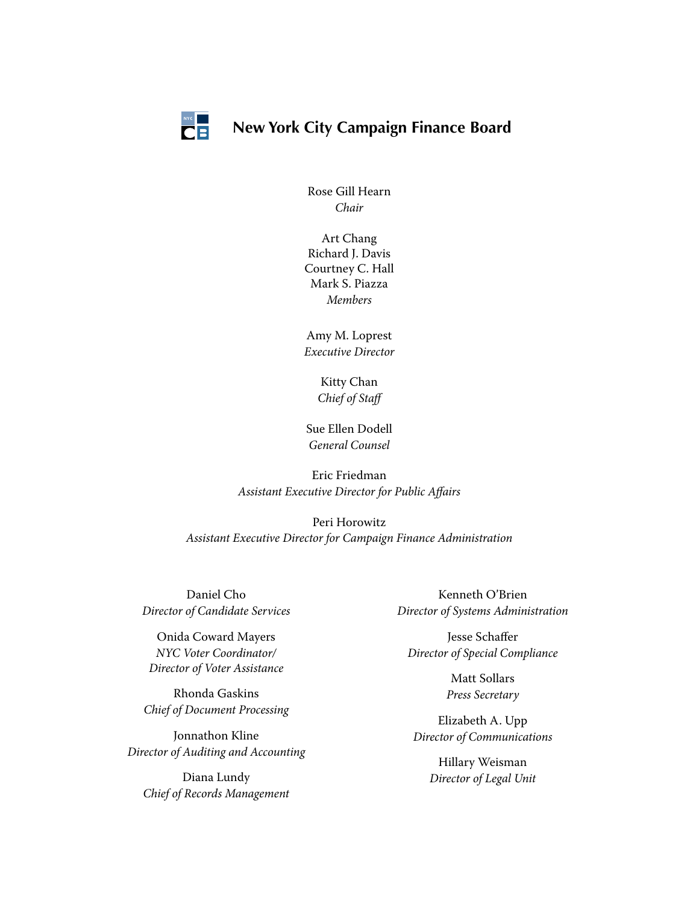# New York City Campaign Finance Board

Rose Gill Hearn
*Chair*

Art Chang
Richard J. Davis
Courtney C. Hall
Mark S. Piazza
*Members*

Amy M. Loprest
*Executive Director*

Kitty Chan
*Chief of Staff*

Sue Ellen Dodell
*General Counsel*

Eric Friedman
*Assistant Executive Director for Public Affairs*

Peri Horowitz
*Assistant Executive Director for Campaign Finance Administration*

Daniel Cho
*Director of Candidate Services*

Onida Coward Mayers
*NYC Voter Coordinator/ Director of Voter Assistance*

Rhonda Gaskins
*Chief of Document Processing*

Jonnathon Kline
*Director of Auditing and Accounting*

Diana Lundy
*Chief of Records Management*

Kenneth O'Brien
*Director of Systems Administration*

Jesse Schaffer
*Director of Special Compliance*

Matt Sollars
*Press Secretary*

Elizabeth A. Upp
*Director of Communications*

Hillary Weisman
*Director of Legal Unit*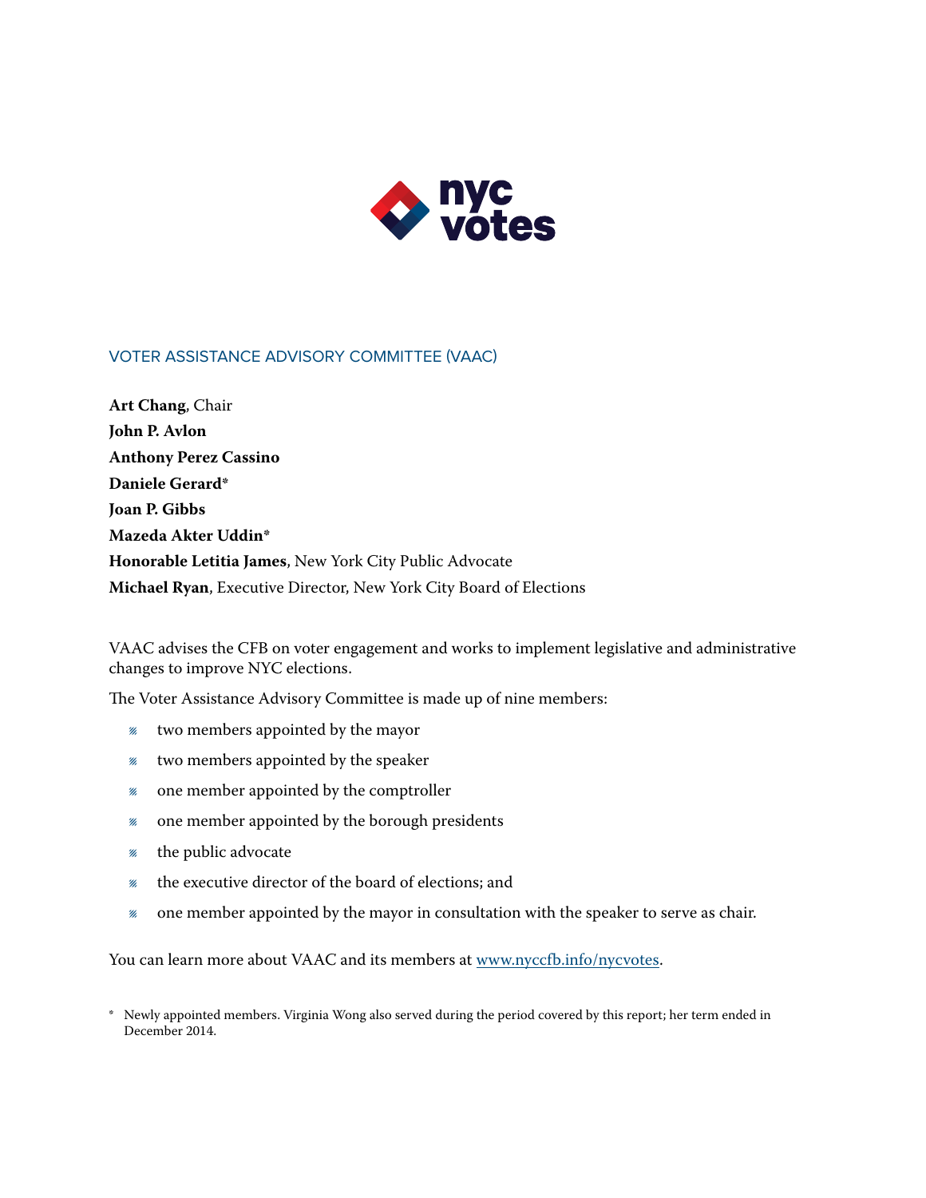## VOTER ASSISTANCE ADVISORY COMMITTEE (VAAC)

**Art Chang**, Chair
**John P. Avlon**
**Anthony Perez Cassino**
**Daniele Gerard***
**Joan P. Gibbs**
**Mazeda Akter Uddin***
**Honorable Letitia James**, New York City Public Advocate
**Michael Ryan**, Executive Director, New York City Board of Elections

VAAC advises the CFB on voter engagement and works to implement legislative and administrative changes to improve NYC elections.

The Voter Assistance Advisory Committee is made up of nine members:

- two members appointed by the mayor
- two members appointed by the speaker
- one member appointed by the comptroller
- one member appointed by the borough presidents
- the public advocate
- the executive director of the board of elections; and
- one member appointed by the mayor in consultation with the speaker to serve as chair.

You can learn more about VAAC and its members at www.nyccfb.info/nycvotes.

* Newly appointed members. Virginia Wong also served during the period covered by this report; her term ended in December 2014.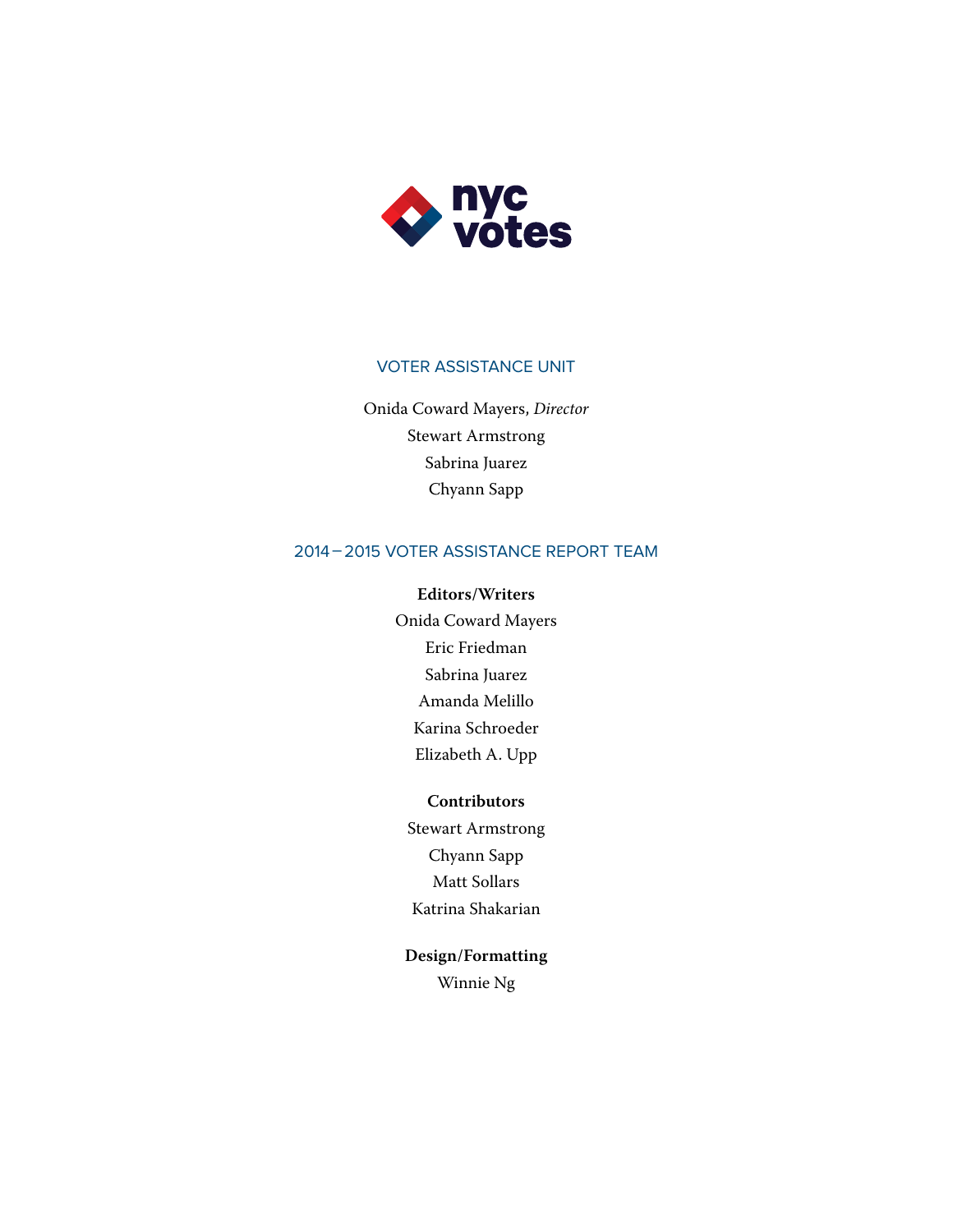nyc votes

## VOTER ASSISTANCE UNIT

Onida Coward Mayers, *Director*

Stewart Armstrong

Sabrina Juarez

Chyann Sapp

## 2014 – 2015 VOTER ASSISTANCE REPORT TEAM

**Editors/Writers**

Onida Coward Mayers

Eric Friedman

Sabrina Juarez

Amanda Melillo

Karina Schroeder

Elizabeth A. Upp

**Contributors**

Stewart Armstrong

Chyann Sapp

Matt Sollars

Katrina Shakarian

**Design/Formatting**

Winnie Ng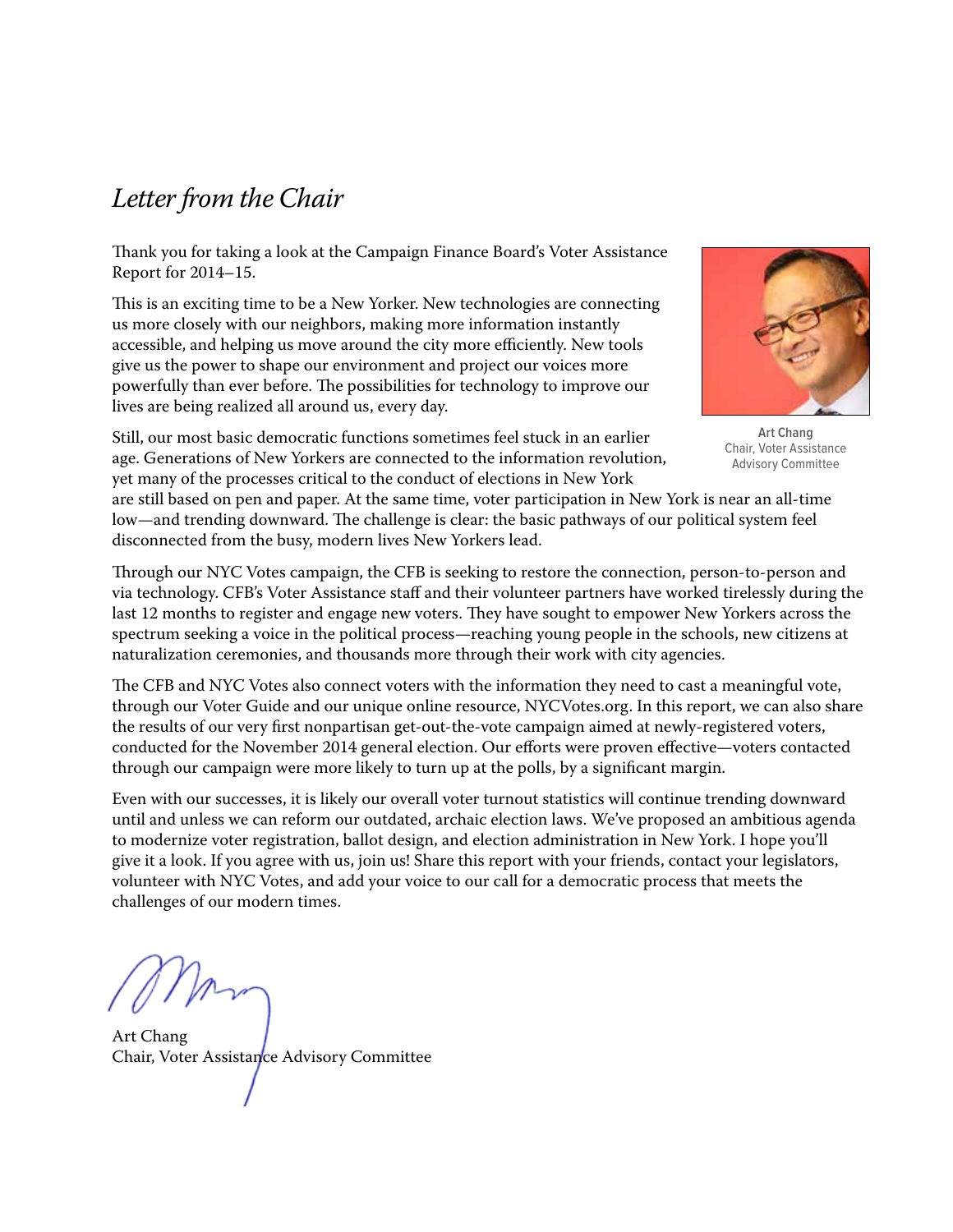# *Letter from the Chair*

Thank you for taking a look at the Campaign Finance Board's Voter Assistance Report for 2014–15.

This is an exciting time to be a New Yorker. New technologies are connecting us more closely with our neighbors, making more information instantly accessible, and helping us move around the city more efficiently. New tools give us the power to shape our environment and project our voices more powerfully than ever before. The possibilities for technology to improve our lives are being realized all around us, every day.

**Art Chang**
Chair, Voter Assistance Advisory Committee

Still, our most basic democratic functions sometimes feel stuck in an earlier age. Generations of New Yorkers are connected to the information revolution, yet many of the processes critical to the conduct of elections in New York are still based on pen and paper. At the same time, voter participation in New York is near an all-time low—and trending downward. The challenge is clear: the basic pathways of our political system feel disconnected from the busy, modern lives New Yorkers lead.

Through our NYC Votes campaign, the CFB is seeking to restore the connection, person-to-person and via technology. CFB's Voter Assistance staff and their volunteer partners have worked tirelessly during the last 12 months to register and engage new voters. They have sought to empower New Yorkers across the spectrum seeking a voice in the political process—reaching young people in the schools, new citizens at naturalization ceremonies, and thousands more through their work with city agencies.

The CFB and NYC Votes also connect voters with the information they need to cast a meaningful vote, through our Voter Guide and our unique online resource, NYCVotes.org. In this report, we can also share the results of our very first nonpartisan get-out-the-vote campaign aimed at newly-registered voters, conducted for the November 2014 general election. Our efforts were proven effective—voters contacted through our campaign were more likely to turn up at the polls, by a significant margin.

Even with our successes, it is likely our overall voter turnout statistics will continue trending downward until and unless we can reform our outdated, archaic election laws. We've proposed an ambitious agenda to modernize voter registration, ballot design, and election administration in New York. I hope you'll give it a look. If you agree with us, join us! Share this report with your friends, contact your legislators, volunteer with NYC Votes, and add your voice to our call for a democratic process that meets the challenges of our modern times.

Art Chang
Chair, Voter Assistance Advisory Committee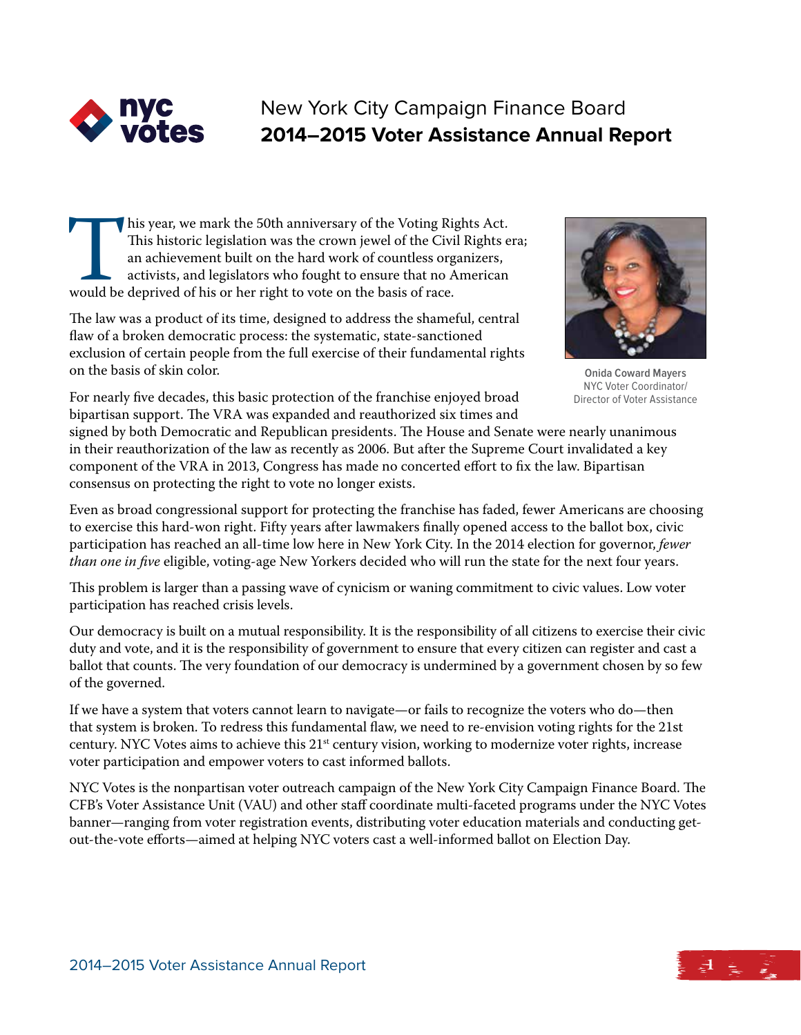New York City Campaign Finance Board
**2014–2015 Voter Assistance Annual Report**

This year, we mark the 50th anniversary of the Voting Rights Act. This historic legislation was the crown jewel of the Civil Rights era; an achievement built on the hard work of countless organizers, activists, and legislators who fought to ensure that no American would be deprived of his or her right to vote on the basis of race.

The law was a product of its time, designed to address the shameful, central flaw of a broken democratic process: the systematic, state-sanctioned exclusion of certain people from the full exercise of their fundamental rights on the basis of skin color.

Onida Coward Mayers
NYC Voter Coordinator/
Director of Voter Assistance

For nearly five decades, this basic protection of the franchise enjoyed broad bipartisan support. The VRA was expanded and reauthorized six times and signed by both Democratic and Republican presidents. The House and Senate were nearly unanimous in their reauthorization of the law as recently as 2006. But after the Supreme Court invalidated a key component of the VRA in 2013, Congress has made no concerted effort to fix the law. Bipartisan consensus on protecting the right to vote no longer exists.

Even as broad congressional support for protecting the franchise has faded, fewer Americans are choosing to exercise this hard-won right. Fifty years after lawmakers finally opened access to the ballot box, civic participation has reached an all-time low here in New York City. In the 2014 election for governor, *fewer than one in five* eligible, voting-age New Yorkers decided who will run the state for the next four years.

This problem is larger than a passing wave of cynicism or waning commitment to civic values. Low voter participation has reached crisis levels.

Our democracy is built on a mutual responsibility. It is the responsibility of all citizens to exercise their civic duty and vote, and it is the responsibility of government to ensure that every citizen can register and cast a ballot that counts. The very foundation of our democracy is undermined by a government chosen by so few of the governed.

If we have a system that voters cannot learn to navigate—or fails to recognize the voters who do—then that system is broken. To redress this fundamental flaw, we need to re-envision voting rights for the 21st century. NYC Votes aims to achieve this 21st century vision, working to modernize voter rights, increase voter participation and empower voters to cast informed ballots.

NYC Votes is the nonpartisan voter outreach campaign of the New York City Campaign Finance Board. The CFB's Voter Assistance Unit (VAU) and other staff coordinate multi-faceted programs under the NYC Votes banner—ranging from voter registration events, distributing voter education materials and conducting get-out-the-vote efforts—aimed at helping NYC voters cast a well-informed ballot on Election Day.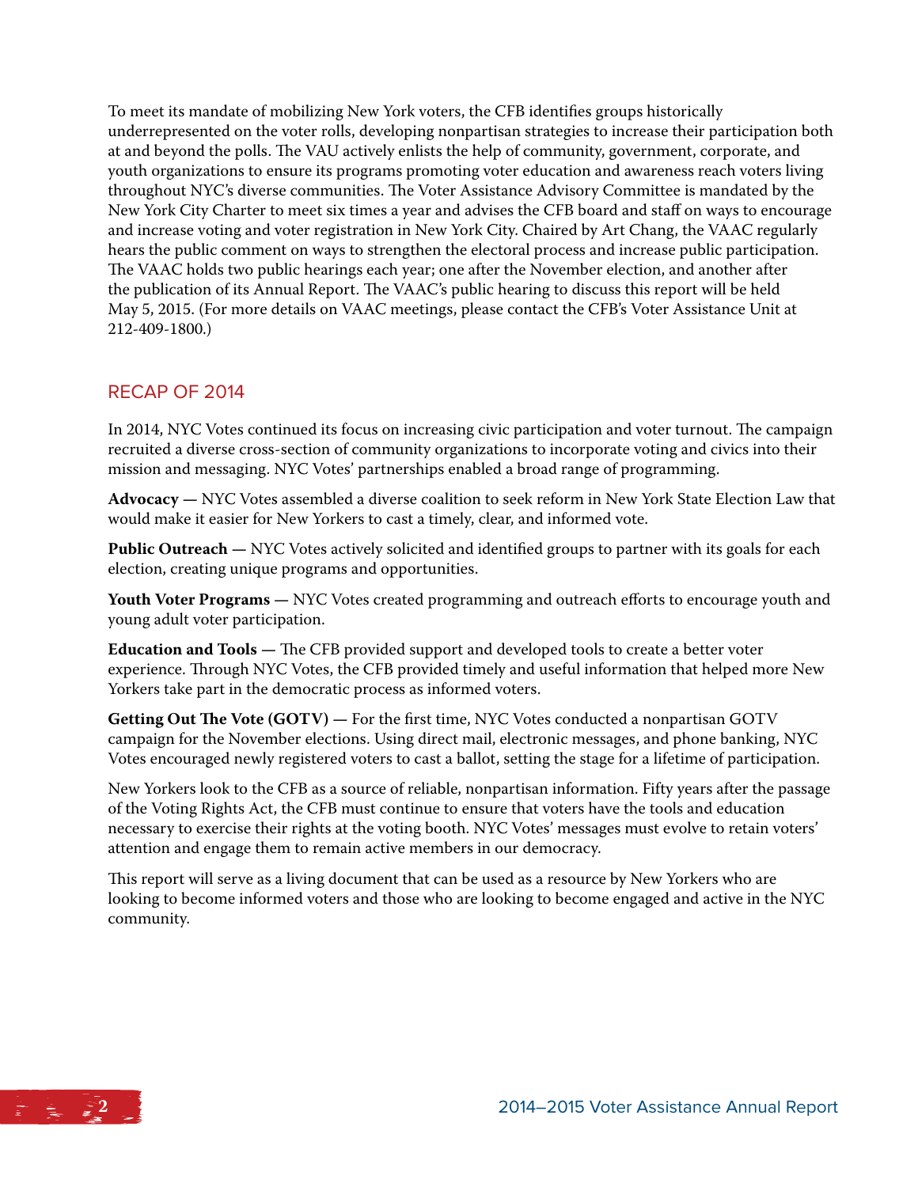To meet its mandate of mobilizing New York voters, the CFB identifies groups historically underrepresented on the voter rolls, developing nonpartisan strategies to increase their participation both at and beyond the polls. The VAU actively enlists the help of community, government, corporate, and youth organizations to ensure its programs promoting voter education and awareness reach voters living throughout NYC's diverse communities. The Voter Assistance Advisory Committee is mandated by the New York City Charter to meet six times a year and advises the CFB board and staff on ways to encourage and increase voting and voter registration in New York City. Chaired by Art Chang, the VAAC regularly hears the public comment on ways to strengthen the electoral process and increase public participation. The VAAC holds two public hearings each year; one after the November election, and another after the publication of its Annual Report. The VAAC's public hearing to discuss this report will be held May 5, 2015. (For more details on VAAC meetings, please contact the CFB's Voter Assistance Unit at 212-409-1800.)

## RECAP OF 2014

In 2014, NYC Votes continued its focus on increasing civic participation and voter turnout. The campaign recruited a diverse cross-section of community organizations to incorporate voting and civics into their mission and messaging. NYC Votes' partnerships enabled a broad range of programming.

**Advocacy —** NYC Votes assembled a diverse coalition to seek reform in New York State Election Law that would make it easier for New Yorkers to cast a timely, clear, and informed vote.

**Public Outreach —** NYC Votes actively solicited and identified groups to partner with its goals for each election, creating unique programs and opportunities.

**Youth Voter Programs —** NYC Votes created programming and outreach efforts to encourage youth and young adult voter participation.

**Education and Tools —** The CFB provided support and developed tools to create a better voter experience. Through NYC Votes, the CFB provided timely and useful information that helped more New Yorkers take part in the democratic process as informed voters.

**Getting Out The Vote (GOTV) —** For the first time, NYC Votes conducted a nonpartisan GOTV campaign for the November elections. Using direct mail, electronic messages, and phone banking, NYC Votes encouraged newly registered voters to cast a ballot, setting the stage for a lifetime of participation.

New Yorkers look to the CFB as a source of reliable, nonpartisan information. Fifty years after the passage of the Voting Rights Act, the CFB must continue to ensure that voters have the tools and education necessary to exercise their rights at the voting booth. NYC Votes' messages must evolve to retain voters' attention and engage them to remain active members in our democracy.

This report will serve as a living document that can be used as a resource by New Yorkers who are looking to become informed voters and those who are looking to become engaged and active in the NYC community.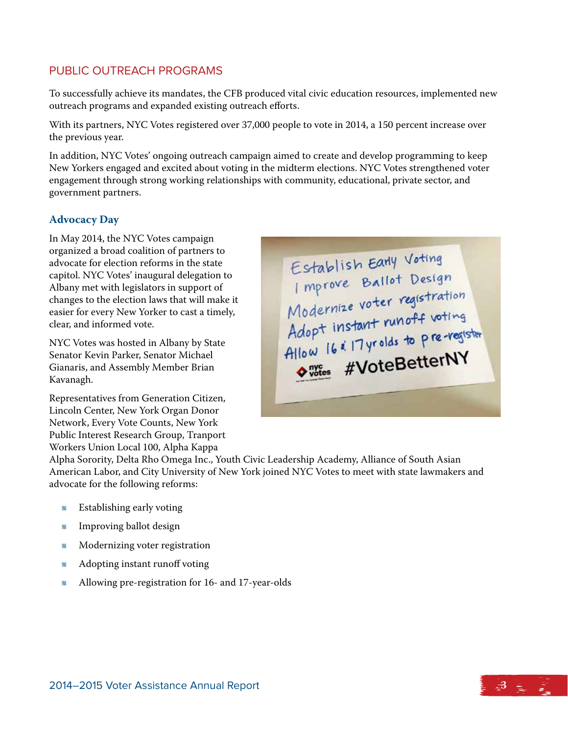## PUBLIC OUTREACH PROGRAMS

To successfully achieve its mandates, the CFB produced vital civic education resources, implemented new outreach programs and expanded existing outreach efforts.

With its partners, NYC Votes registered over 37,000 people to vote in 2014, a 150 percent increase over the previous year.

In addition, NYC Votes' ongoing outreach campaign aimed to create and develop programming to keep New Yorkers engaged and excited about voting in the midterm elections. NYC Votes strengthened voter engagement through strong working relationships with community, educational, private sector, and government partners.

### Advocacy Day

In May 2014, the NYC Votes campaign organized a broad coalition of partners to advocate for election reforms in the state capitol. NYC Votes' inaugural delegation to Albany met with legislators in support of changes to the election laws that will make it easier for every New Yorker to cast a timely, clear, and informed vote.

NYC Votes was hosted in Albany by State Senator Kevin Parker, Senator Michael Gianaris, and Assembly Member Brian Kavanagh.

Representatives from Generation Citizen, Lincoln Center, New York Organ Donor Network, Every Vote Counts, New York Public Interest Research Group, Tranport Workers Union Local 100, Alpha Kappa Alpha Sorority, Delta Rho Omega Inc., Youth Civic Leadership Academy, Alliance of South Asian American Labor, and City University of New York joined NYC Votes to meet with state lawmakers and advocate for the following reforms:

- Establishing early voting
- Improving ballot design
- Modernizing voter registration
- Adopting instant runoff voting
- Allowing pre-registration for 16- and 17-year-olds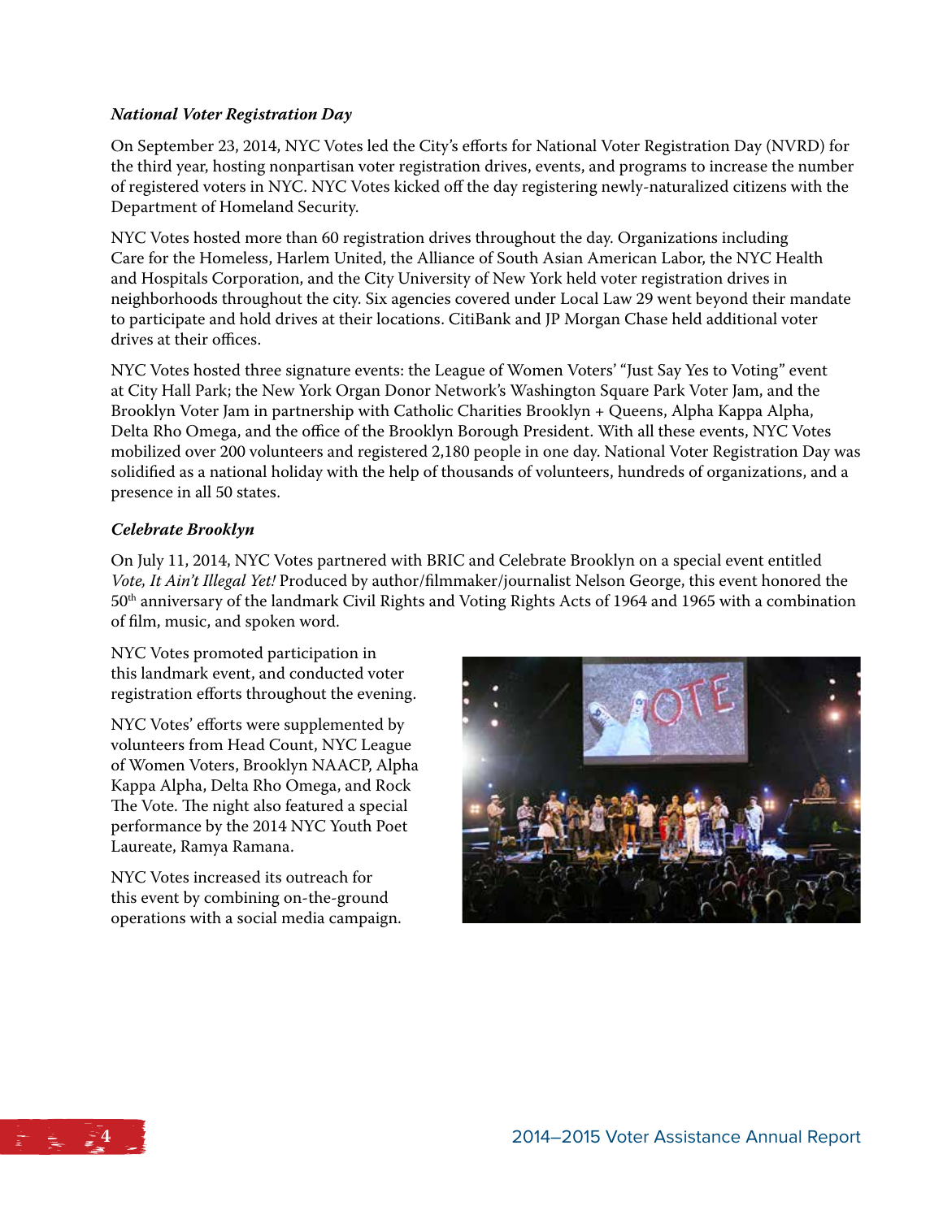***National Voter Registration Day***

On September 23, 2014, NYC Votes led the City's efforts for National Voter Registration Day (NVRD) for the third year, hosting nonpartisan voter registration drives, events, and programs to increase the number of registered voters in NYC. NYC Votes kicked off the day registering newly-naturalized citizens with the Department of Homeland Security.

NYC Votes hosted more than 60 registration drives throughout the day. Organizations including Care for the Homeless, Harlem United, the Alliance of South Asian American Labor, the NYC Health and Hospitals Corporation, and the City University of New York held voter registration drives in neighborhoods throughout the city. Six agencies covered under Local Law 29 went beyond their mandate to participate and hold drives at their locations. CitiBank and JP Morgan Chase held additional voter drives at their offices.

NYC Votes hosted three signature events: the League of Women Voters' "Just Say Yes to Voting" event at City Hall Park; the New York Organ Donor Network's Washington Square Park Voter Jam, and the Brooklyn Voter Jam in partnership with Catholic Charities Brooklyn + Queens, Alpha Kappa Alpha, Delta Rho Omega, and the office of the Brooklyn Borough President. With all these events, NYC Votes mobilized over 200 volunteers and registered 2,180 people in one day. National Voter Registration Day was solidified as a national holiday with the help of thousands of volunteers, hundreds of organizations, and a presence in all 50 states.

***Celebrate Brooklyn***

On July 11, 2014, NYC Votes partnered with BRIC and Celebrate Brooklyn on a special event entitled *Vote, It Ain't Illegal Yet!* Produced by author/filmmaker/journalist Nelson George, this event honored the 50th anniversary of the landmark Civil Rights and Voting Rights Acts of 1964 and 1965 with a combination of film, music, and spoken word.

NYC Votes promoted participation in this landmark event, and conducted voter registration efforts throughout the evening.

NYC Votes' efforts were supplemented by volunteers from Head Count, NYC League of Women Voters, Brooklyn NAACP, Alpha Kappa Alpha, Delta Rho Omega, and Rock The Vote. The night also featured a special performance by the 2014 NYC Youth Poet Laureate, Ramya Ramana.

NYC Votes increased its outreach for this event by combining on-the-ground operations with a social media campaign.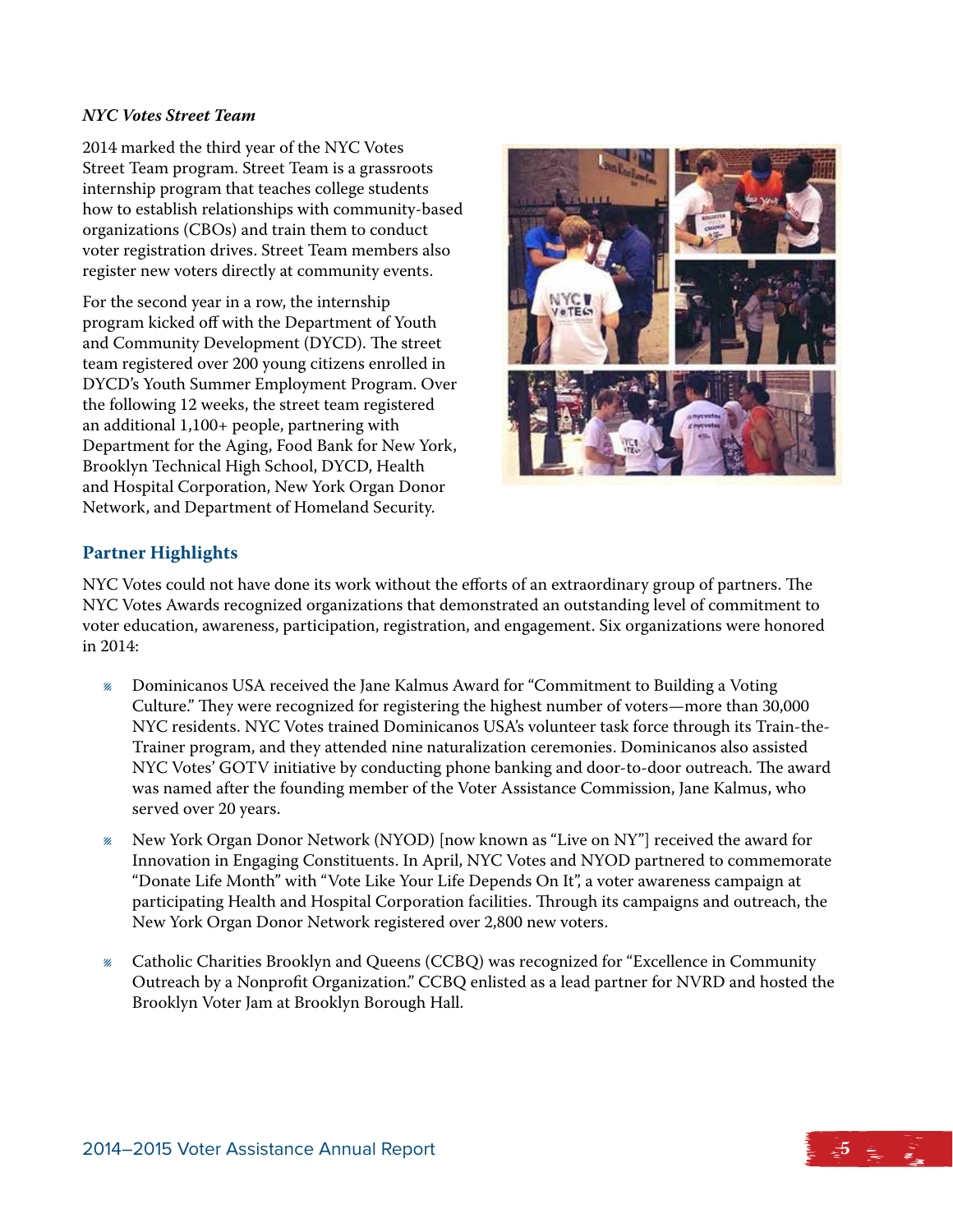*NYC Votes Street Team*

2014 marked the third year of the NYC Votes Street Team program. Street Team is a grassroots internship program that teaches college students how to establish relationships with community-based organizations (CBOs) and train them to conduct voter registration drives. Street Team members also register new voters directly at community events.

For the second year in a row, the internship program kicked off with the Department of Youth and Community Development (DYCD). The street team registered over 200 young citizens enrolled in DYCD's Youth Summer Employment Program. Over the following 12 weeks, the street team registered an additional 1,100+ people, partnering with Department for the Aging, Food Bank for New York, Brooklyn Technical High School, DYCD, Health and Hospital Corporation, New York Organ Donor Network, and Department of Homeland Security.

## Partner Highlights

NYC Votes could not have done its work without the efforts of an extraordinary group of partners. The NYC Votes Awards recognized organizations that demonstrated an outstanding level of commitment to voter education, awareness, participation, registration, and engagement. Six organizations were honored in 2014:

- Dominicanos USA received the Jane Kalmus Award for "Commitment to Building a Voting Culture." They were recognized for registering the highest number of voters—more than 30,000 NYC residents. NYC Votes trained Dominicanos USA's volunteer task force through its Train-the-Trainer program, and they attended nine naturalization ceremonies. Dominicanos also assisted NYC Votes' GOTV initiative by conducting phone banking and door-to-door outreach. The award was named after the founding member of the Voter Assistance Commission, Jane Kalmus, who served over 20 years.

- New York Organ Donor Network (NYOD) [now known as "Live on NY"] received the award for Innovation in Engaging Constituents. In April, NYC Votes and NYOD partnered to commemorate "Donate Life Month" with "Vote Like Your Life Depends On It", a voter awareness campaign at participating Health and Hospital Corporation facilities. Through its campaigns and outreach, the New York Organ Donor Network registered over 2,800 new voters.

- Catholic Charities Brooklyn and Queens (CCBQ) was recognized for "Excellence in Community Outreach by a Nonprofit Organization." CCBQ enlisted as a lead partner for NVRD and hosted the Brooklyn Voter Jam at Brooklyn Borough Hall.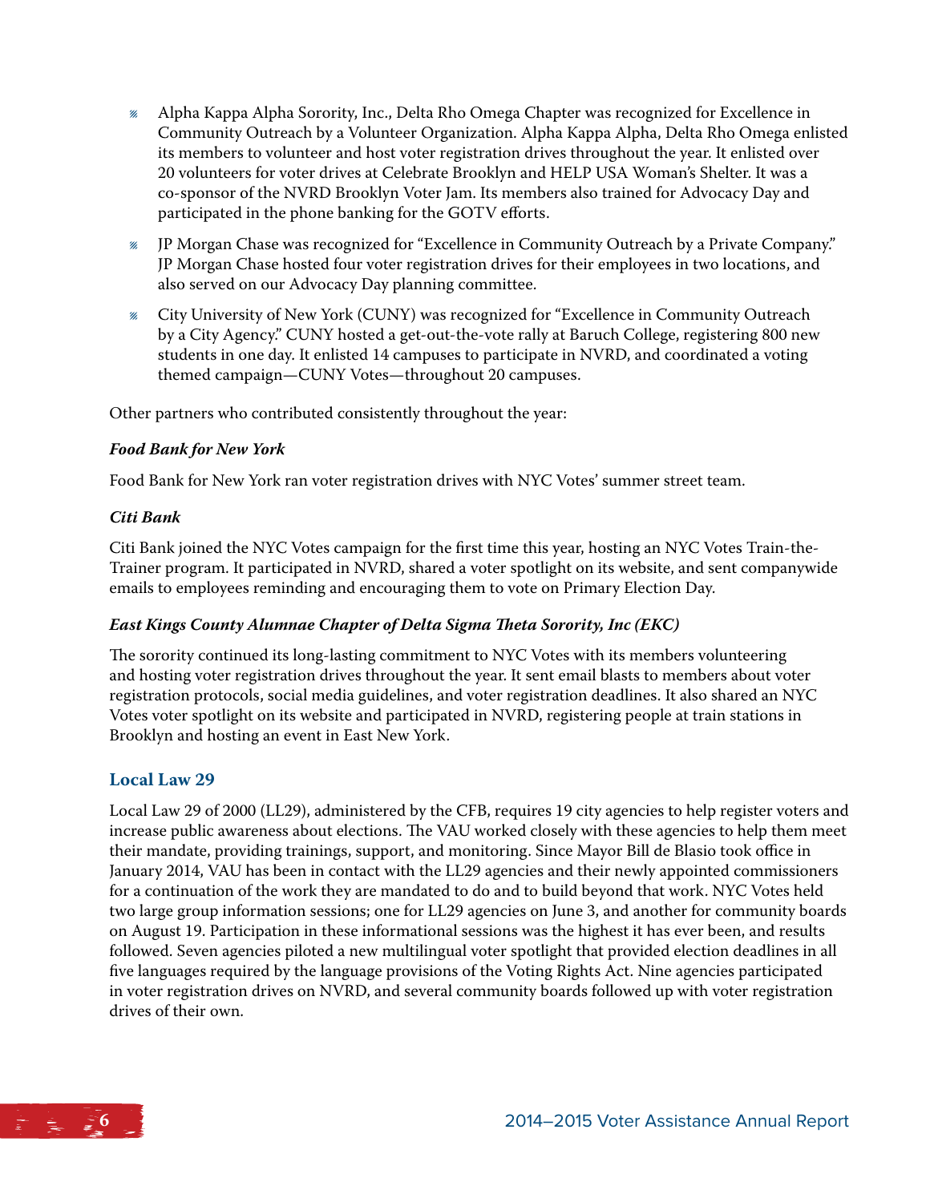- Alpha Kappa Alpha Sorority, Inc., Delta Rho Omega Chapter was recognized for Excellence in Community Outreach by a Volunteer Organization. Alpha Kappa Alpha, Delta Rho Omega enlisted its members to volunteer and host voter registration drives throughout the year. It enlisted over 20 volunteers for voter drives at Celebrate Brooklyn and HELP USA Woman's Shelter. It was a co-sponsor of the NVRD Brooklyn Voter Jam. Its members also trained for Advocacy Day and participated in the phone banking for the GOTV efforts.
- JP Morgan Chase was recognized for "Excellence in Community Outreach by a Private Company." JP Morgan Chase hosted four voter registration drives for their employees in two locations, and also served on our Advocacy Day planning committee.
- City University of New York (CUNY) was recognized for "Excellence in Community Outreach by a City Agency." CUNY hosted a get-out-the-vote rally at Baruch College, registering 800 new students in one day. It enlisted 14 campuses to participate in NVRD, and coordinated a voting themed campaign—CUNY Votes—throughout 20 campuses.

Other partners who contributed consistently throughout the year:

***Food Bank for New York***

Food Bank for New York ran voter registration drives with NYC Votes' summer street team.

***Citi Bank***

Citi Bank joined the NYC Votes campaign for the first time this year, hosting an NYC Votes Train-the-Trainer program. It participated in NVRD, shared a voter spotlight on its website, and sent companywide emails to employees reminding and encouraging them to vote on Primary Election Day.

***East Kings County Alumnae Chapter of Delta Sigma Theta Sorority, Inc (EKC)***

The sorority continued its long-lasting commitment to NYC Votes with its members volunteering and hosting voter registration drives throughout the year. It sent email blasts to members about voter registration protocols, social media guidelines, and voter registration deadlines. It also shared an NYC Votes voter spotlight on its website and participated in NVRD, registering people at train stations in Brooklyn and hosting an event in East New York.

## Local Law 29

Local Law 29 of 2000 (LL29), administered by the CFB, requires 19 city agencies to help register voters and increase public awareness about elections. The VAU worked closely with these agencies to help them meet their mandate, providing trainings, support, and monitoring. Since Mayor Bill de Blasio took office in January 2014, VAU has been in contact with the LL29 agencies and their newly appointed commissioners for a continuation of the work they are mandated to do and to build beyond that work. NYC Votes held two large group information sessions; one for LL29 agencies on June 3, and another for community boards on August 19. Participation in these informational sessions was the highest it has ever been, and results followed. Seven agencies piloted a new multilingual voter spotlight that provided election deadlines in all five languages required by the language provisions of the Voting Rights Act. Nine agencies participated in voter registration drives on NVRD, and several community boards followed up with voter registration drives of their own.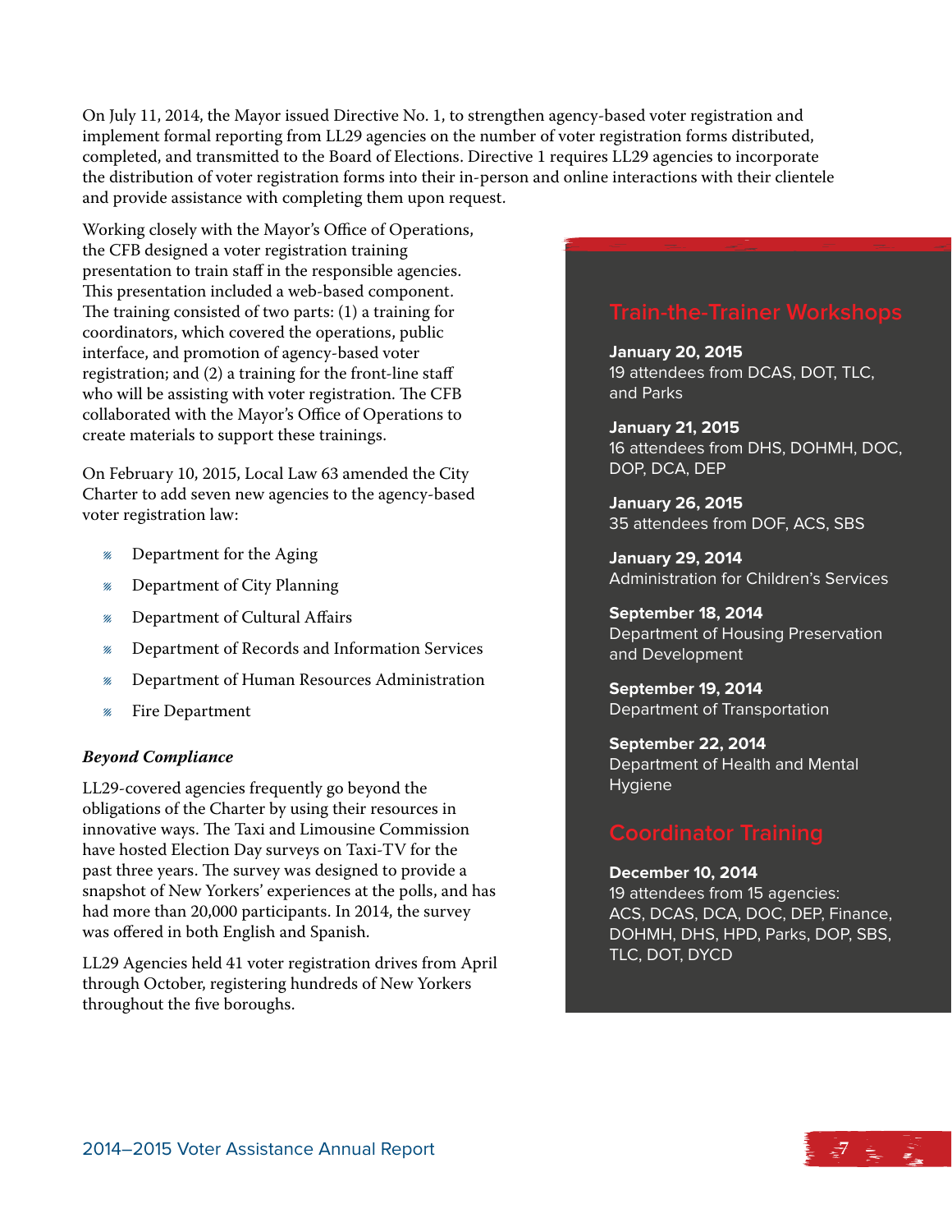On July 11, 2014, the Mayor issued Directive No. 1, to strengthen agency-based voter registration and implement formal reporting from LL29 agencies on the number of voter registration forms distributed, completed, and transmitted to the Board of Elections. Directive 1 requires LL29 agencies to incorporate the distribution of voter registration forms into their in-person and online interactions with their clientele and provide assistance with completing them upon request.

Working closely with the Mayor's Office of Operations, the CFB designed a voter registration training presentation to train staff in the responsible agencies. This presentation included a web-based component. The training consisted of two parts: (1) a training for coordinators, which covered the operations, public interface, and promotion of agency-based voter registration; and (2) a training for the front-line staff who will be assisting with voter registration. The CFB collaborated with the Mayor's Office of Operations to create materials to support these trainings.

On February 10, 2015, Local Law 63 amended the City Charter to add seven new agencies to the agency-based voter registration law:

- Department for the Aging
- Department of City Planning
- Department of Cultural Affairs
- Department of Records and Information Services
- Department of Human Resources Administration
- Fire Department

### *Beyond Compliance*

LL29-covered agencies frequently go beyond the obligations of the Charter by using their resources in innovative ways. The Taxi and Limousine Commission have hosted Election Day surveys on Taxi-TV for the past three years. The survey was designed to provide a snapshot of New Yorkers' experiences at the polls, and has had more than 20,000 participants. In 2014, the survey was offered in both English and Spanish.

LL29 Agencies held 41 voter registration drives from April through October, registering hundreds of New Yorkers throughout the five boroughs.

## Train-the-Trainer Workshops

**January 20, 2015**
19 attendees from DCAS, DOT, TLC, and Parks

**January 21, 2015**
16 attendees from DHS, DOHMH, DOC, DOP, DCA, DEP

**January 26, 2015**
35 attendees from DOF, ACS, SBS

**January 29, 2014**
Administration for Children's Services

**September 18, 2014**
Department of Housing Preservation and Development

**September 19, 2014**
Department of Transportation

**September 22, 2014**
Department of Health and Mental Hygiene

## Coordinator Training

**December 10, 2014**
19 attendees from 15 agencies: ACS, DCAS, DCA, DOC, DEP, Finance, DOHMH, DHS, HPD, Parks, DOP, SBS, TLC, DOT, DYCD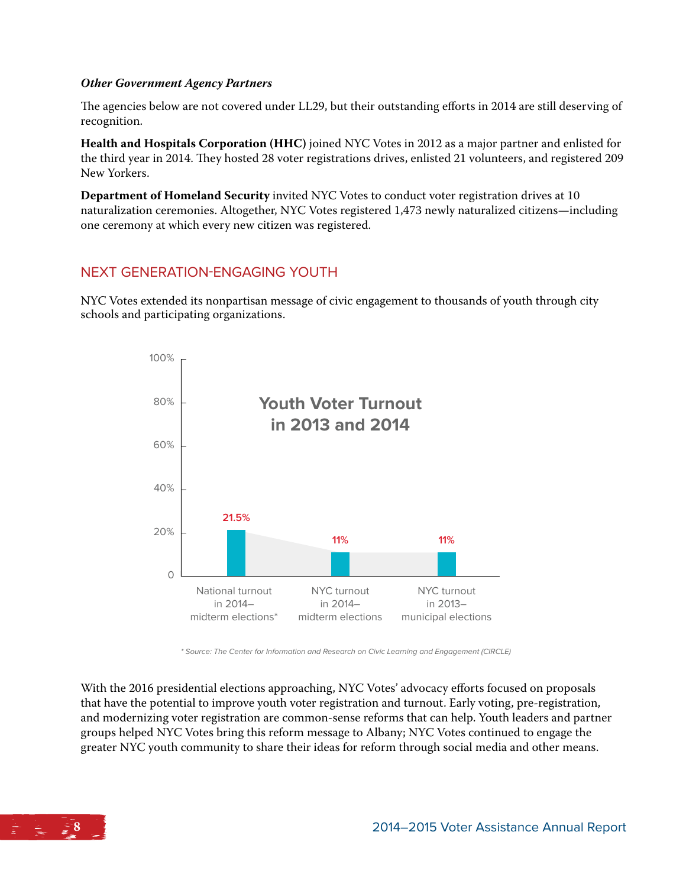***Other Government Agency Partners***

The agencies below are not covered under LL29, but their outstanding efforts in 2014 are still deserving of recognition.

**Health and Hospitals Corporation (HHC)** joined NYC Votes in 2012 as a major partner and enlisted for the third year in 2014. They hosted 28 voter registrations drives, enlisted 21 volunteers, and registered 209 New Yorkers.

**Department of Homeland Security** invited NYC Votes to conduct voter registration drives at 10 naturalization ceremonies. Altogether, NYC Votes registered 1,473 newly naturalized citizens—including one ceremony at which every new citizen was registered.

## NEXT GENERATION-ENGAGING YOUTH

NYC Votes extended its nonpartisan message of civic engagement to thousands of youth through city schools and participating organizations.

**Youth Voter Turnout in 2013 and 2014**

| | Turnout |
|---|---|
| National turnout in 2014–midterm elections* | 21.5% |
| NYC turnout in 2014–midterm elections | 11% |
| NYC turnout in 2013–municipal elections | 11% |

*\* Source: The Center for Information and Research on Civic Learning and Engagement (CIRCLE)*

With the 2016 presidential elections approaching, NYC Votes' advocacy efforts focused on proposals that have the potential to improve youth voter registration and turnout. Early voting, pre-registration, and modernizing voter registration are common-sense reforms that can help. Youth leaders and partner groups helped NYC Votes bring this reform message to Albany; NYC Votes continued to engage the greater NYC youth community to share their ideas for reform through social media and other means.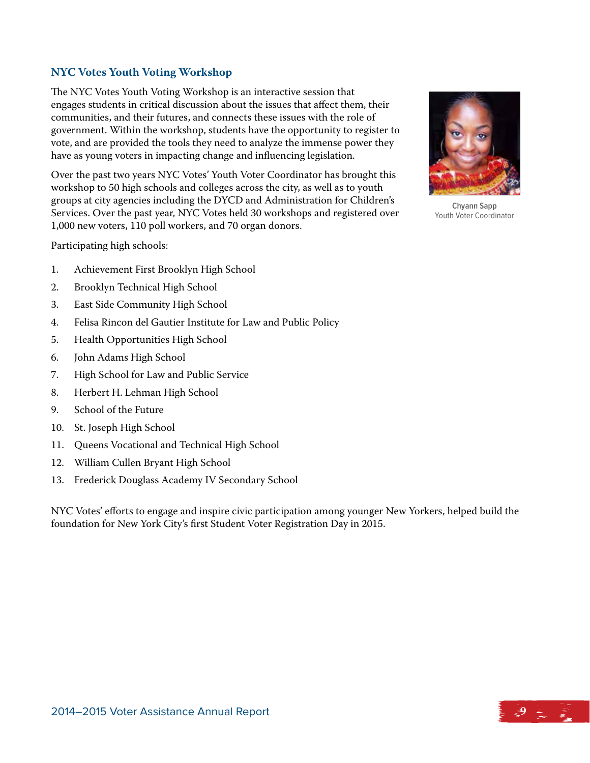### NYC Votes Youth Voting Workshop

The NYC Votes Youth Voting Workshop is an interactive session that engages students in critical discussion about the issues that affect them, their communities, and their futures, and connects these issues with the role of government. Within the workshop, students have the opportunity to register to vote, and are provided the tools they need to analyze the immense power they have as young voters in impacting change and influencing legislation.

Over the past two years NYC Votes' Youth Voter Coordinator has brought this workshop to 50 high schools and colleges across the city, as well as to youth groups at city agencies including the DYCD and Administration for Children's Services. Over the past year, NYC Votes held 30 workshops and registered over 1,000 new voters, 110 poll workers, and 70 organ donors.

**Chyann Sapp**
Youth Voter Coordinator

Participating high schools:

1. Achievement First Brooklyn High School
2. Brooklyn Technical High School
3. East Side Community High School
4. Felisa Rincon del Gautier Institute for Law and Public Policy
5. Health Opportunities High School
6. John Adams High School
7. High School for Law and Public Service
8. Herbert H. Lehman High School
9. School of the Future
10. St. Joseph High School
11. Queens Vocational and Technical High School
12. William Cullen Bryant High School
13. Frederick Douglass Academy IV Secondary School

NYC Votes' efforts to engage and inspire civic participation among younger New Yorkers, helped build the foundation for New York City's first Student Voter Registration Day in 2015.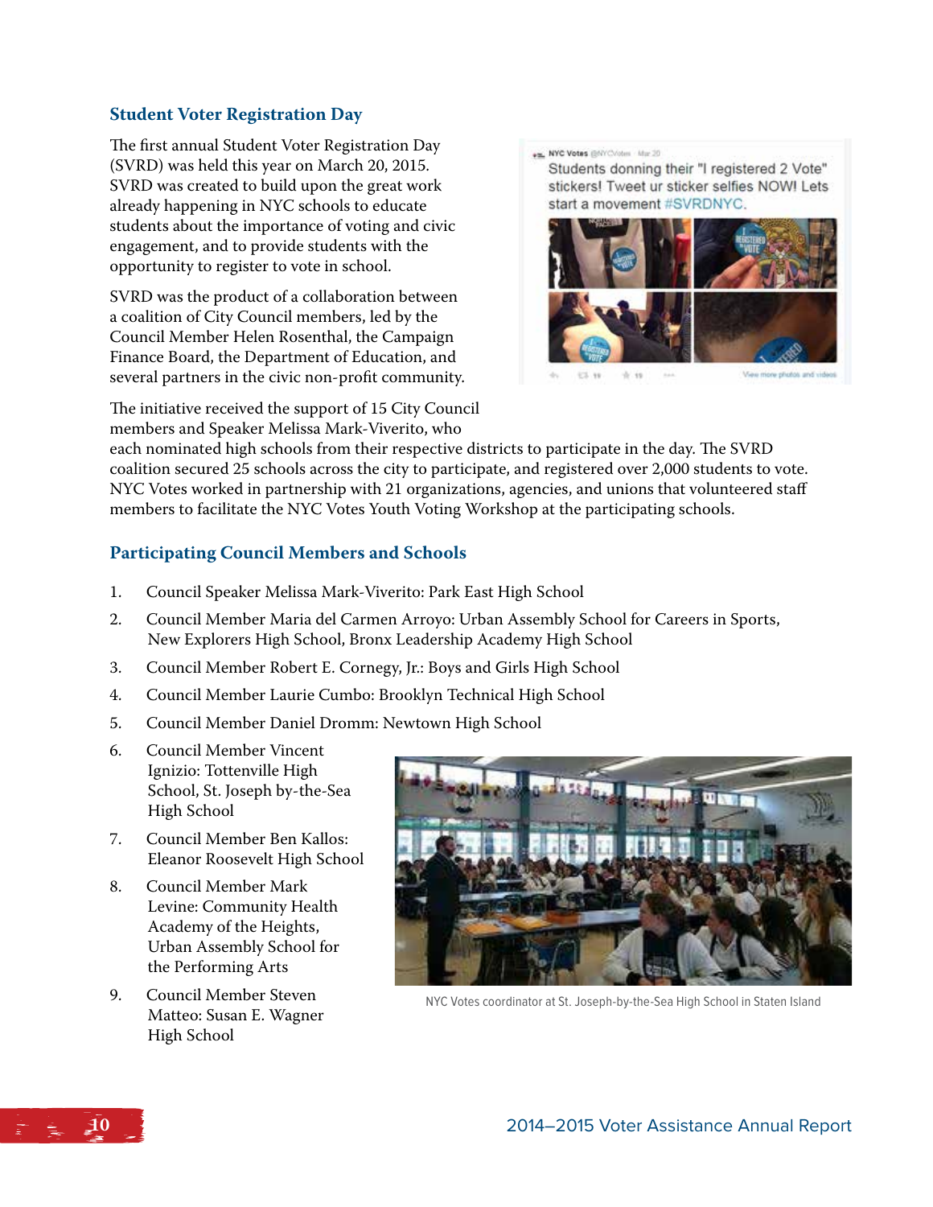## Student Voter Registration Day

The first annual Student Voter Registration Day (SVRD) was held this year on March 20, 2015. SVRD was created to build upon the great work already happening in NYC schools to educate students about the importance of voting and civic engagement, and to provide students with the opportunity to register to vote in school.

SVRD was the product of a collaboration between a coalition of City Council members, led by the Council Member Helen Rosenthal, the Campaign Finance Board, the Department of Education, and several partners in the civic non-profit community.

The initiative received the support of 15 City Council members and Speaker Melissa Mark-Viverito, who each nominated high schools from their respective districts to participate in the day. The SVRD coalition secured 25 schools across the city to participate, and registered over 2,000 students to vote. NYC Votes worked in partnership with 21 organizations, agencies, and unions that volunteered staff members to facilitate the NYC Votes Youth Voting Workshop at the participating schools.

## Participating Council Members and Schools

1. Council Speaker Melissa Mark-Viverito: Park East High School
2. Council Member Maria del Carmen Arroyo: Urban Assembly School for Careers in Sports, New Explorers High School, Bronx Leadership Academy High School
3. Council Member Robert E. Cornegy, Jr.: Boys and Girls High School
4. Council Member Laurie Cumbo: Brooklyn Technical High School
5. Council Member Daniel Dromm: Newtown High School
6. Council Member Vincent Ignizio: Tottenville High School, St. Joseph by-the-Sea High School
7. Council Member Ben Kallos: Eleanor Roosevelt High School
8. Council Member Mark Levine: Community Health Academy of the Heights, Urban Assembly School for the Performing Arts
9. Council Member Steven Matteo: Susan E. Wagner High School

NYC Votes coordinator at St. Joseph-by-the-Sea High School in Staten Island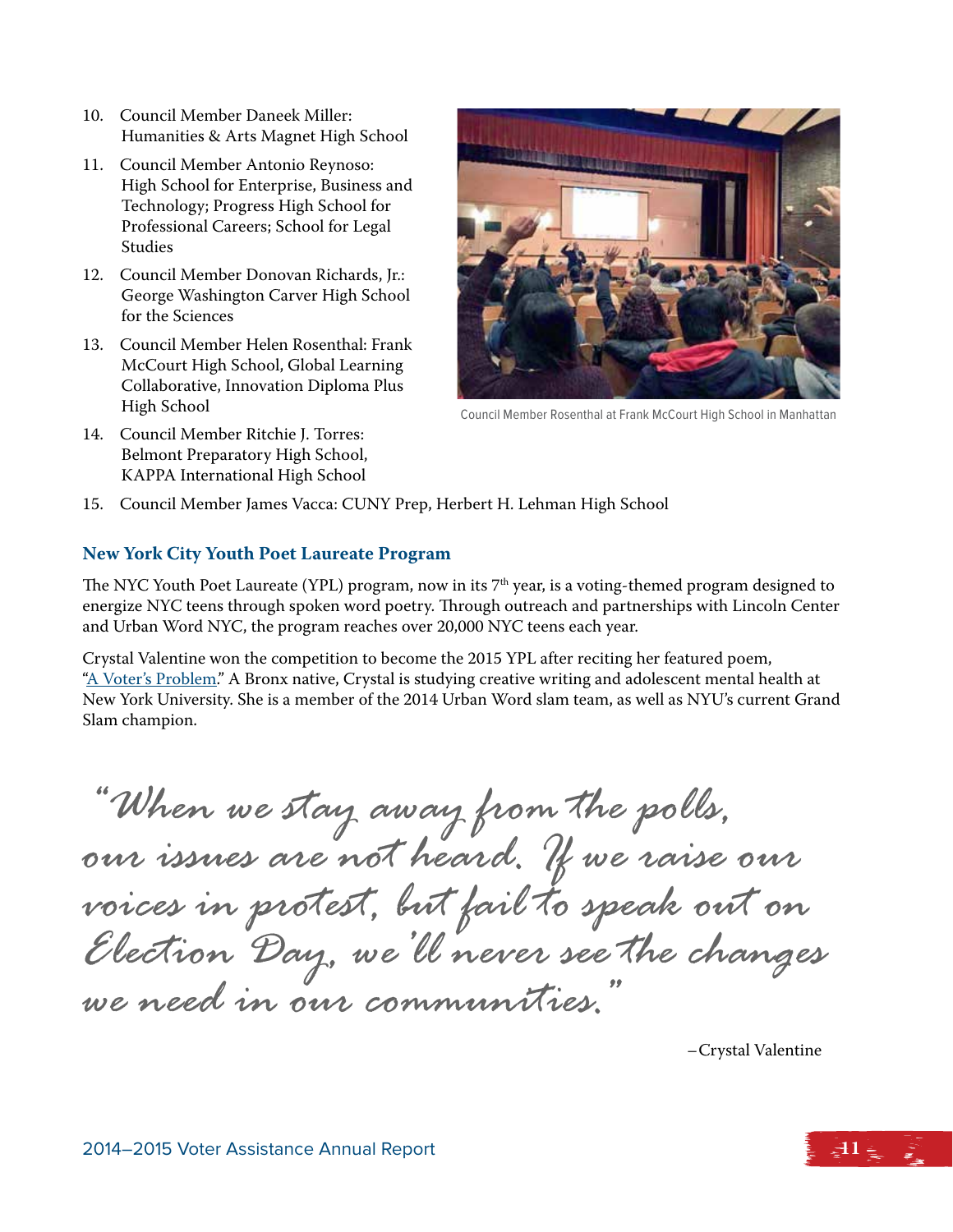10. Council Member Daneek Miller: Humanities & Arts Magnet High School
11. Council Member Antonio Reynoso: High School for Enterprise, Business and Technology; Progress High School for Professional Careers; School for Legal Studies
12. Council Member Donovan Richards, Jr.: George Washington Carver High School for the Sciences
13. Council Member Helen Rosenthal: Frank McCourt High School, Global Learning Collaborative, Innovation Diploma Plus High School
14. Council Member Ritchie J. Torres: Belmont Preparatory High School, KAPPA International High School
15. Council Member James Vacca: CUNY Prep, Herbert H. Lehman High School

Council Member Rosenthal at Frank McCourt High School in Manhattan

## New York City Youth Poet Laureate Program

The NYC Youth Poet Laureate (YPL) program, now in its 7th year, is a voting-themed program designed to energize NYC teens through spoken word poetry. Through outreach and partnerships with Lincoln Center and Urban Word NYC, the program reaches over 20,000 NYC teens each year.

Crystal Valentine won the competition to become the 2015 YPL after reciting her featured poem, "A Voter's Problem." A Bronx native, Crystal is studying creative writing and adolescent mental health at New York University. She is a member of the 2014 Urban Word slam team, as well as NYU's current Grand Slam champion.

*"When we stay away from the polls, our issues are not heard. If we raise our voices in protest, but fail to speak out on Election Day, we'll never see the changes we need in our communities."*

–Crystal Valentine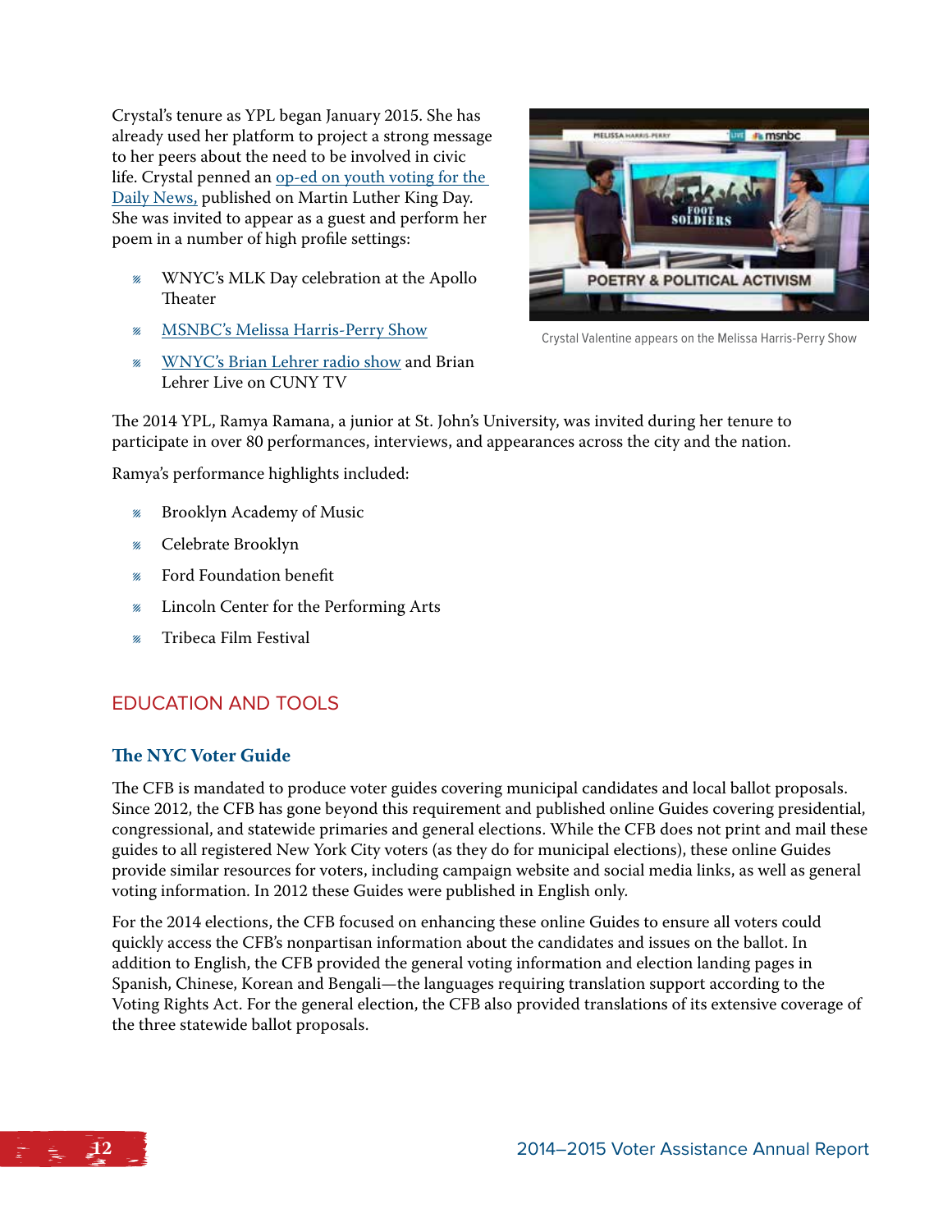Crystal's tenure as YPL began January 2015. She has already used her platform to project a strong message to her peers about the need to be involved in civic life. Crystal penned an op-ed on youth voting for the Daily News, published on Martin Luther King Day. She was invited to appear as a guest and perform her poem in a number of high profile settings:

- WNYC's MLK Day celebration at the Apollo Theater
- MSNBC's Melissa Harris-Perry Show
- WNYC's Brian Lehrer radio show and Brian Lehrer Live on CUNY TV

Crystal Valentine appears on the Melissa Harris-Perry Show

The 2014 YPL, Ramya Ramana, a junior at St. John's University, was invited during her tenure to participate in over 80 performances, interviews, and appearances across the city and the nation.

Ramya's performance highlights included:

- Brooklyn Academy of Music
- Celebrate Brooklyn
- Ford Foundation benefit
- Lincoln Center for the Performing Arts
- Tribeca Film Festival

## EDUCATION AND TOOLS

### The NYC Voter Guide

The CFB is mandated to produce voter guides covering municipal candidates and local ballot proposals. Since 2012, the CFB has gone beyond this requirement and published online Guides covering presidential, congressional, and statewide primaries and general elections. While the CFB does not print and mail these guides to all registered New York City voters (as they do for municipal elections), these online Guides provide similar resources for voters, including campaign website and social media links, as well as general voting information. In 2012 these Guides were published in English only.

For the 2014 elections, the CFB focused on enhancing these online Guides to ensure all voters could quickly access the CFB's nonpartisan information about the candidates and issues on the ballot. In addition to English, the CFB provided the general voting information and election landing pages in Spanish, Chinese, Korean and Bengali—the languages requiring translation support according to the Voting Rights Act. For the general election, the CFB also provided translations of its extensive coverage of the three statewide ballot proposals.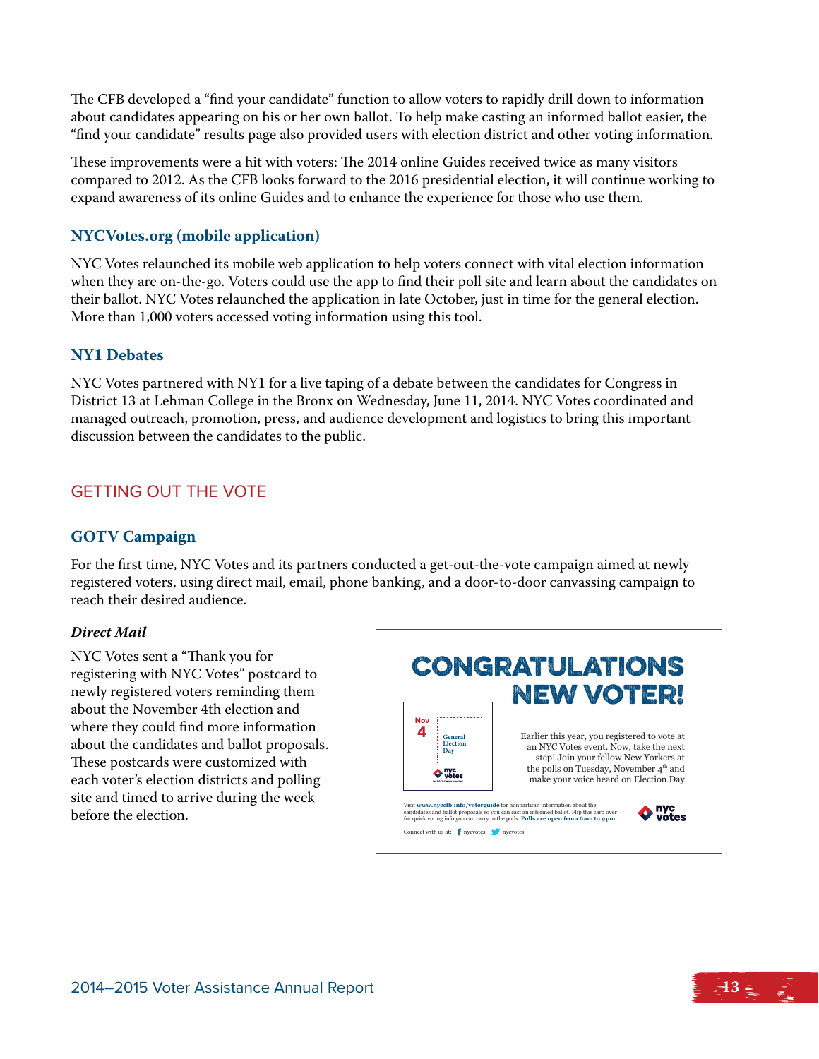The CFB developed a "find your candidate" function to allow voters to rapidly drill down to information about candidates appearing on his or her own ballot. To help make casting an informed ballot easier, the "find your candidate" results page also provided users with election district and other voting information.

These improvements were a hit with voters: The 2014 online Guides received twice as many visitors compared to 2012. As the CFB looks forward to the 2016 presidential election, it will continue working to expand awareness of its online Guides and to enhance the experience for those who use them.

### NYCVotes.org (mobile application)

NYC Votes relaunched its mobile web application to help voters connect with vital election information when they are on-the-go. Voters could use the app to find their poll site and learn about the candidates on their ballot. NYC Votes relaunched the application in late October, just in time for the general election. More than 1,000 voters accessed voting information using this tool.

### NY1 Debates

NYC Votes partnered with NY1 for a live taping of a debate between the candidates for Congress in District 13 at Lehman College in the Bronx on Wednesday, June 11, 2014. NYC Votes coordinated and managed outreach, promotion, press, and audience development and logistics to bring this important discussion between the candidates to the public.

## GETTING OUT THE VOTE

### GOTV Campaign

For the first time, NYC Votes and its partners conducted a get-out-the-vote campaign aimed at newly registered voters, using direct mail, email, phone banking, and a door-to-door canvassing campaign to reach their desired audience.

#### *Direct Mail*

NYC Votes sent a "Thank you for registering with NYC Votes" postcard to newly registered voters reminding them about the November 4th election and where they could find more information about the candidates and ballot proposals. These postcards were customized with each voter's election districts and polling site and timed to arrive during the week before the election.

**CONGRATULATIONS NEW VOTER!**

Nov 4 — General Election Day

Earlier this year, you registered to vote at an NYC Votes event. Now, take the next step! Join your fellow New Yorkers at the polls on Tuesday, November 4th and make your voice heard on Election Day.

Visit **www.nyccfb.info/voterguide** for nonpartisan information about the candidates and ballot proposals so you can cast an informed ballot. Flip this card over for quick voting info you can carry to the polls. **Polls are open from 6am to 9pm.**

Connect with us at: nycvotes nycvotes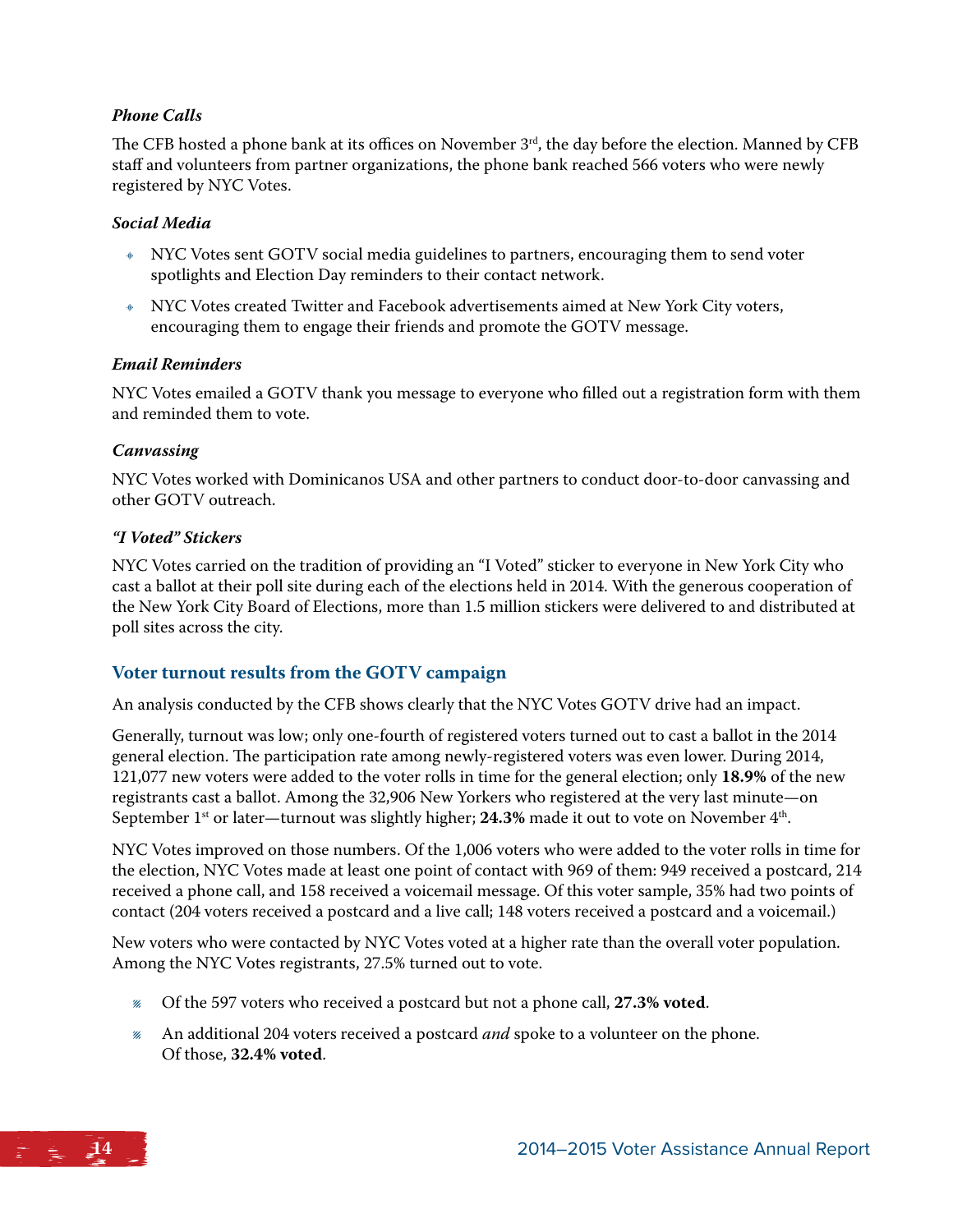***Phone Calls***

The CFB hosted a phone bank at its offices on November 3rd, the day before the election. Manned by CFB staff and volunteers from partner organizations, the phone bank reached 566 voters who were newly registered by NYC Votes.

***Social Media***

- NYC Votes sent GOTV social media guidelines to partners, encouraging them to send voter spotlights and Election Day reminders to their contact network.
- NYC Votes created Twitter and Facebook advertisements aimed at New York City voters, encouraging them to engage their friends and promote the GOTV message.

***Email Reminders***

NYC Votes emailed a GOTV thank you message to everyone who filled out a registration form with them and reminded them to vote.

***Canvassing***

NYC Votes worked with Dominicanos USA and other partners to conduct door-to-door canvassing and other GOTV outreach.

***"I Voted" Stickers***

NYC Votes carried on the tradition of providing an "I Voted" sticker to everyone in New York City who cast a ballot at their poll site during each of the elections held in 2014. With the generous cooperation of the New York City Board of Elections, more than 1.5 million stickers were delivered to and distributed at poll sites across the city.

## Voter turnout results from the GOTV campaign

An analysis conducted by the CFB shows clearly that the NYC Votes GOTV drive had an impact.

Generally, turnout was low; only one-fourth of registered voters turned out to cast a ballot in the 2014 general election. The participation rate among newly-registered voters was even lower. During 2014, 121,077 new voters were added to the voter rolls in time for the general election; only **18.9%** of the new registrants cast a ballot. Among the 32,906 New Yorkers who registered at the very last minute—on September 1st or later—turnout was slightly higher; **24.3%** made it out to vote on November 4th.

NYC Votes improved on those numbers. Of the 1,006 voters who were added to the voter rolls in time for the election, NYC Votes made at least one point of contact with 969 of them: 949 received a postcard, 214 received a phone call, and 158 received a voicemail message. Of this voter sample, 35% had two points of contact (204 voters received a postcard and a live call; 148 voters received a postcard and a voicemail.)

New voters who were contacted by NYC Votes voted at a higher rate than the overall voter population. Among the NYC Votes registrants, 27.5% turned out to vote.

- Of the 597 voters who received a postcard but not a phone call, **27.3% voted**.
- An additional 204 voters received a postcard *and* spoke to a volunteer on the phone. Of those, **32.4% voted**.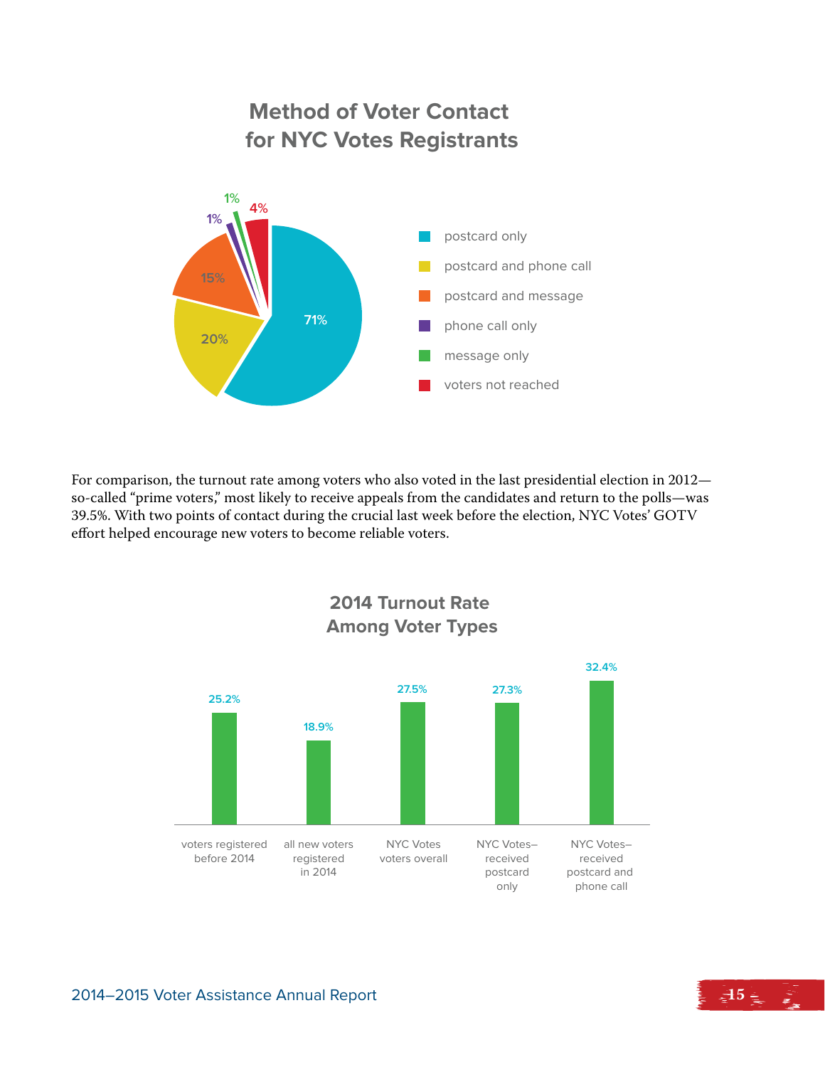## Method of Voter Contact for NYC Votes Registrants

| Method | Percentage |
|---|---|
| postcard only | 71% |
| postcard and phone call | 20% |
| postcard and message | 15% |
| phone call only | 1% |
| message only | 1% |
| voters not reached | 4% |

For comparison, the turnout rate among voters who also voted in the last presidential election in 2012—so-called "prime voters," most likely to receive appeals from the candidates and return to the polls—was 39.5%. With two points of contact during the crucial last week before the election, NYC Votes' GOTV effort helped encourage new voters to become reliable voters.

## 2014 Turnout Rate Among Voter Types

| Voter Type | Turnout Rate |
|---|---|
| voters registered before 2014 | 25.2% |
| all new voters registered in 2014 | 18.9% |
| NYC Votes voters overall | 27.5% |
| NYC Votes–received postcard only | 27.3% |
| NYC Votes–received postcard and phone call | 32.4% |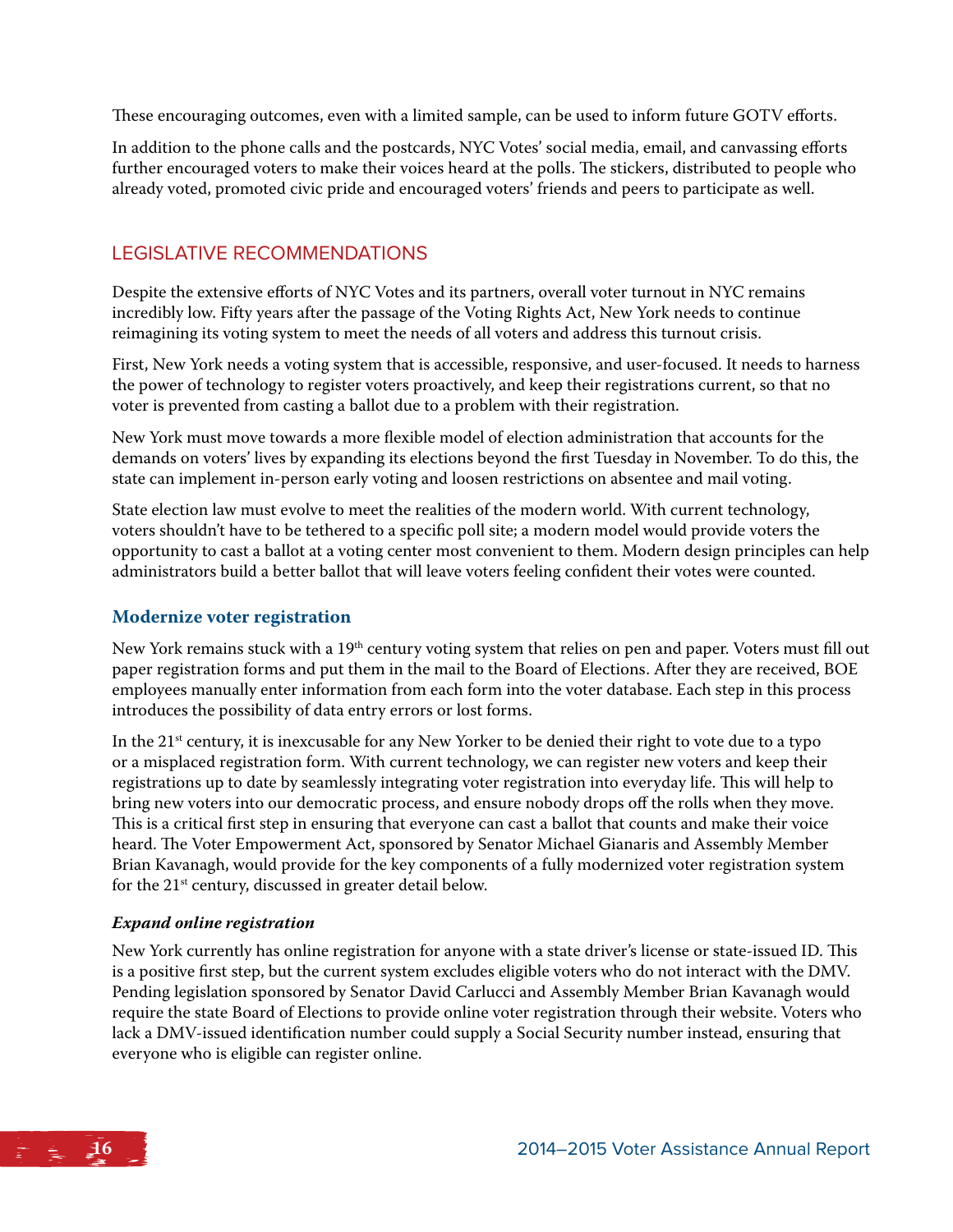These encouraging outcomes, even with a limited sample, can be used to inform future GOTV efforts.

In addition to the phone calls and the postcards, NYC Votes' social media, email, and canvassing efforts further encouraged voters to make their voices heard at the polls. The stickers, distributed to people who already voted, promoted civic pride and encouraged voters' friends and peers to participate as well.

## LEGISLATIVE RECOMMENDATIONS

Despite the extensive efforts of NYC Votes and its partners, overall voter turnout in NYC remains incredibly low. Fifty years after the passage of the Voting Rights Act, New York needs to continue reimagining its voting system to meet the needs of all voters and address this turnout crisis.

First, New York needs a voting system that is accessible, responsive, and user-focused. It needs to harness the power of technology to register voters proactively, and keep their registrations current, so that no voter is prevented from casting a ballot due to a problem with their registration.

New York must move towards a more flexible model of election administration that accounts for the demands on voters' lives by expanding its elections beyond the first Tuesday in November. To do this, the state can implement in-person early voting and loosen restrictions on absentee and mail voting.

State election law must evolve to meet the realities of the modern world. With current technology, voters shouldn't have to be tethered to a specific poll site; a modern model would provide voters the opportunity to cast a ballot at a voting center most convenient to them. Modern design principles can help administrators build a better ballot that will leave voters feeling confident their votes were counted.

### Modernize voter registration

New York remains stuck with a 19th century voting system that relies on pen and paper. Voters must fill out paper registration forms and put them in the mail to the Board of Elections. After they are received, BOE employees manually enter information from each form into the voter database. Each step in this process introduces the possibility of data entry errors or lost forms.

In the 21st century, it is inexcusable for any New Yorker to be denied their right to vote due to a typo or a misplaced registration form. With current technology, we can register new voters and keep their registrations up to date by seamlessly integrating voter registration into everyday life. This will help to bring new voters into our democratic process, and ensure nobody drops off the rolls when they move. This is a critical first step in ensuring that everyone can cast a ballot that counts and make their voice heard. The Voter Empowerment Act, sponsored by Senator Michael Gianaris and Assembly Member Brian Kavanagh, would provide for the key components of a fully modernized voter registration system for the 21st century, discussed in greater detail below.

#### *Expand online registration*

New York currently has online registration for anyone with a state driver's license or state-issued ID. This is a positive first step, but the current system excludes eligible voters who do not interact with the DMV. Pending legislation sponsored by Senator David Carlucci and Assembly Member Brian Kavanagh would require the state Board of Elections to provide online voter registration through their website. Voters who lack a DMV-issued identification number could supply a Social Security number instead, ensuring that everyone who is eligible can register online.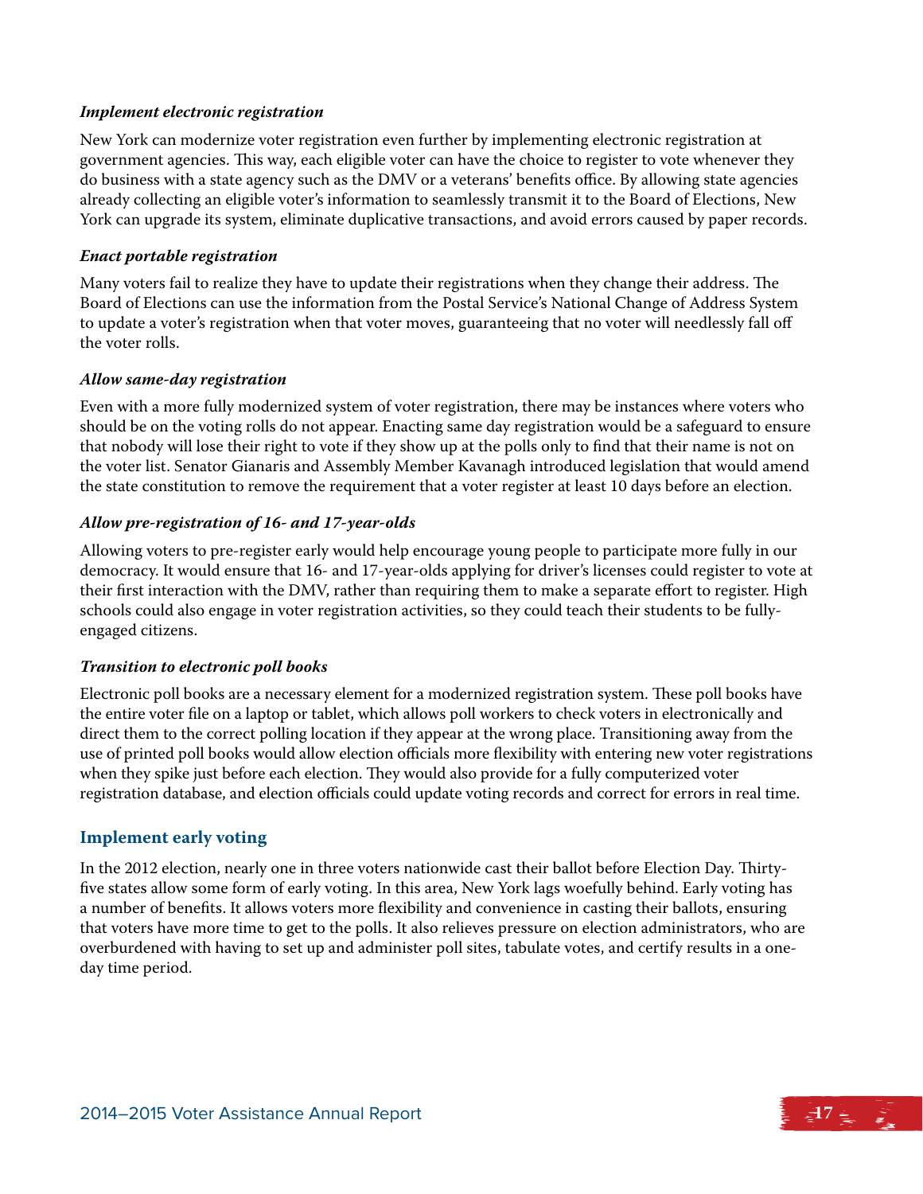#### *Implement electronic registration*

New York can modernize voter registration even further by implementing electronic registration at government agencies. This way, each eligible voter can have the choice to register to vote whenever they do business with a state agency such as the DMV or a veterans' benefits office. By allowing state agencies already collecting an eligible voter's information to seamlessly transmit it to the Board of Elections, New York can upgrade its system, eliminate duplicative transactions, and avoid errors caused by paper records.

#### *Enact portable registration*

Many voters fail to realize they have to update their registrations when they change their address. The Board of Elections can use the information from the Postal Service's National Change of Address System to update a voter's registration when that voter moves, guaranteeing that no voter will needlessly fall off the voter rolls.

#### *Allow same-day registration*

Even with a more fully modernized system of voter registration, there may be instances where voters who should be on the voting rolls do not appear. Enacting same day registration would be a safeguard to ensure that nobody will lose their right to vote if they show up at the polls only to find that their name is not on the voter list. Senator Gianaris and Assembly Member Kavanagh introduced legislation that would amend the state constitution to remove the requirement that a voter register at least 10 days before an election.

#### *Allow pre-registration of 16- and 17-year-olds*

Allowing voters to pre-register early would help encourage young people to participate more fully in our democracy. It would ensure that 16- and 17-year-olds applying for driver's licenses could register to vote at their first interaction with the DMV, rather than requiring them to make a separate effort to register. High schools could also engage in voter registration activities, so they could teach their students to be fully-engaged citizens.

#### *Transition to electronic poll books*

Electronic poll books are a necessary element for a modernized registration system. These poll books have the entire voter file on a laptop or tablet, which allows poll workers to check voters in electronically and direct them to the correct polling location if they appear at the wrong place. Transitioning away from the use of printed poll books would allow election officials more flexibility with entering new voter registrations when they spike just before each election. They would also provide for a fully computerized voter registration database, and election officials could update voting records and correct for errors in real time.

### Implement early voting

In the 2012 election, nearly one in three voters nationwide cast their ballot before Election Day. Thirty-five states allow some form of early voting. In this area, New York lags woefully behind. Early voting has a number of benefits. It allows voters more flexibility and convenience in casting their ballots, ensuring that voters have more time to get to the polls. It also relieves pressure on election administrators, who are overburdened with having to set up and administer poll sites, tabulate votes, and certify results in a one-day time period.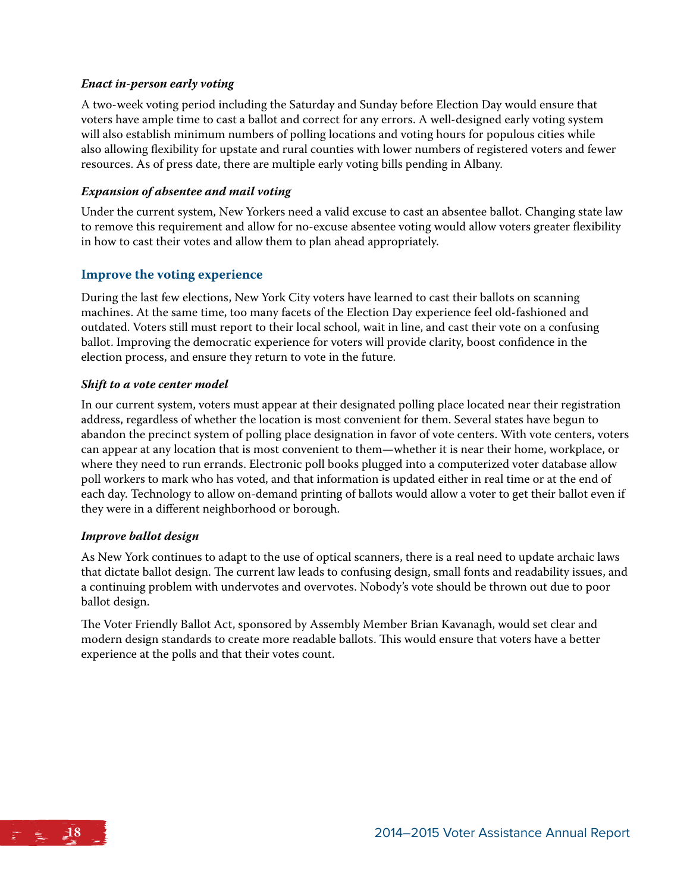### *Enact in-person early voting*

A two-week voting period including the Saturday and Sunday before Election Day would ensure that voters have ample time to cast a ballot and correct for any errors. A well-designed early voting system will also establish minimum numbers of polling locations and voting hours for populous cities while also allowing flexibility for upstate and rural counties with lower numbers of registered voters and fewer resources. As of press date, there are multiple early voting bills pending in Albany.

### *Expansion of absentee and mail voting*

Under the current system, New Yorkers need a valid excuse to cast an absentee ballot. Changing state law to remove this requirement and allow for no-excuse absentee voting would allow voters greater flexibility in how to cast their votes and allow them to plan ahead appropriately.

## Improve the voting experience

During the last few elections, New York City voters have learned to cast their ballots on scanning machines. At the same time, too many facets of the Election Day experience feel old-fashioned and outdated. Voters still must report to their local school, wait in line, and cast their vote on a confusing ballot. Improving the democratic experience for voters will provide clarity, boost confidence in the election process, and ensure they return to vote in the future.

### *Shift to a vote center model*

In our current system, voters must appear at their designated polling place located near their registration address, regardless of whether the location is most convenient for them. Several states have begun to abandon the precinct system of polling place designation in favor of vote centers. With vote centers, voters can appear at any location that is most convenient to them—whether it is near their home, workplace, or where they need to run errands. Electronic poll books plugged into a computerized voter database allow poll workers to mark who has voted, and that information is updated either in real time or at the end of each day. Technology to allow on-demand printing of ballots would allow a voter to get their ballot even if they were in a different neighborhood or borough.

### *Improve ballot design*

As New York continues to adapt to the use of optical scanners, there is a real need to update archaic laws that dictate ballot design. The current law leads to confusing design, small fonts and readability issues, and a continuing problem with undervotes and overvotes. Nobody's vote should be thrown out due to poor ballot design.

The Voter Friendly Ballot Act, sponsored by Assembly Member Brian Kavanagh, would set clear and modern design standards to create more readable ballots. This would ensure that voters have a better experience at the polls and that their votes count.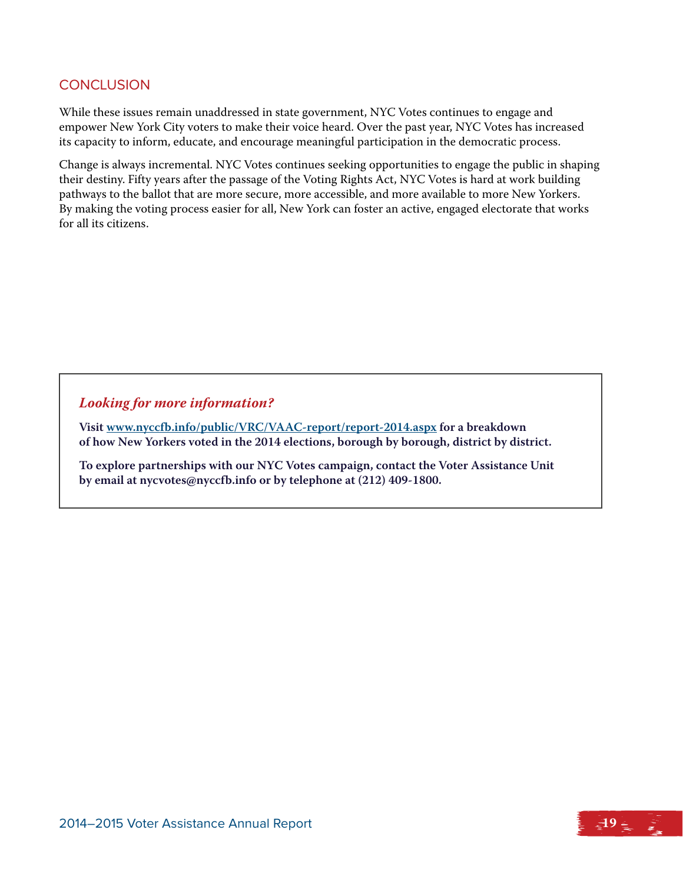## CONCLUSION

While these issues remain unaddressed in state government, NYC Votes continues to engage and empower New York City voters to make their voice heard. Over the past year, NYC Votes has increased its capacity to inform, educate, and encourage meaningful participation in the democratic process.

Change is always incremental. NYC Votes continues seeking opportunities to engage the public in shaping their destiny. Fifty years after the passage of the Voting Rights Act, NYC Votes is hard at work building pathways to the ballot that are more secure, more accessible, and more available to more New Yorkers. By making the voting process easier for all, New York can foster an active, engaged electorate that works for all its citizens.

***Looking for more information?***

**Visit www.nyccfb.info/public/VRC/VAAC-report/report-2014.aspx for a breakdown of how New Yorkers voted in the 2014 elections, borough by borough, district by district.**

**To explore partnerships with our NYC Votes campaign, contact the Voter Assistance Unit by email at nycvotes@nyccfb.info or by telephone at (212) 409-1800.**